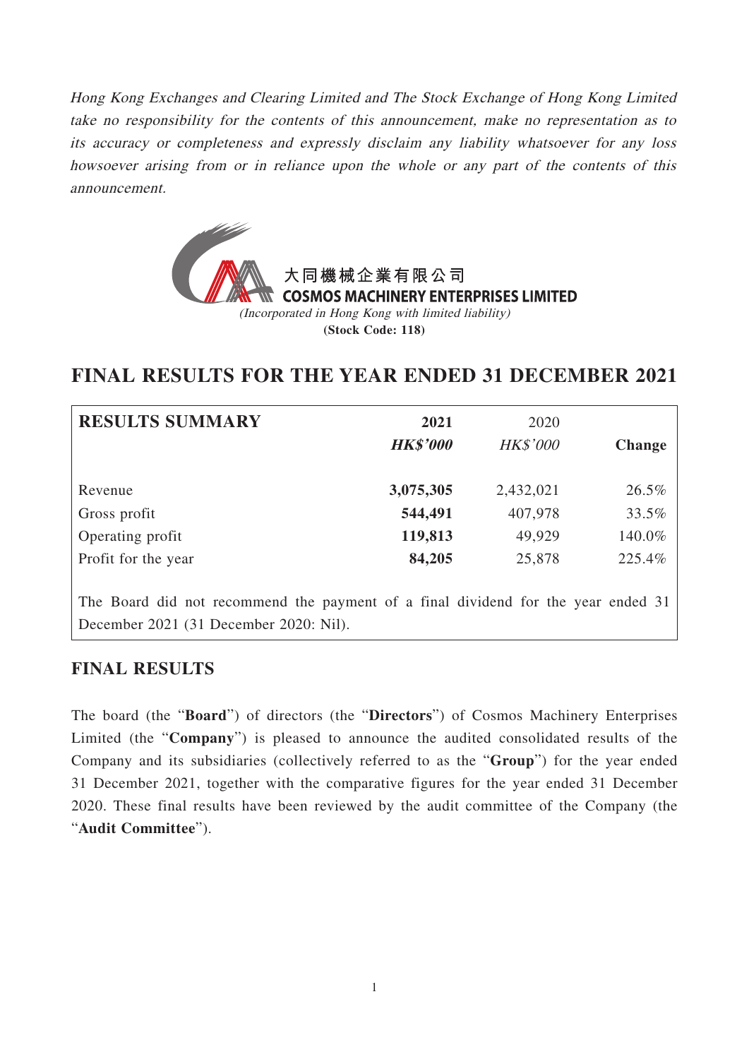*Hong Kong Exchanges and Clearing Limited and The Stock Exchange of Hong Kong Limited take no responsibility for the contents of this announcement, make no representation as to its accuracy or completeness and expressly disclaim any liability whatsoever for any loss howsoever arising from or in reliance upon the whole or any part of the contents of this announcement.*

**大同機械企業有限公司**
**COSMOS MACHINERY ENTERPRISES LIMITED**
*(Incorporated in Hong Kong with limited liability)*
**(Stock Code: 118)**

# FINAL RESULTS FOR THE YEAR ENDED 31 DECEMBER 2021

| RESULTS SUMMARY | 2021 | 2020 | |
|---|---|---|---|
| | ***HK$'000*** | *HK$'000* | **Change** |
| Revenue | **3,075,305** | 2,432,021 | 26.5% |
| Gross profit | **544,491** | 407,978 | 33.5% |
| Operating profit | **119,813** | 49,929 | 140.0% |
| Profit for the year | **84,205** | 25,878 | 225.4% |

The Board did not recommend the payment of a final dividend for the year ended 31 December 2021 (31 December 2020: Nil).

## FINAL RESULTS

The board (the "**Board**") of directors (the "**Directors**") of Cosmos Machinery Enterprises Limited (the "**Company**") is pleased to announce the audited consolidated results of the Company and its subsidiaries (collectively referred to as the "**Group**") for the year ended 31 December 2021, together with the comparative figures for the year ended 31 December 2020. These final results have been reviewed by the audit committee of the Company (the "**Audit Committee**").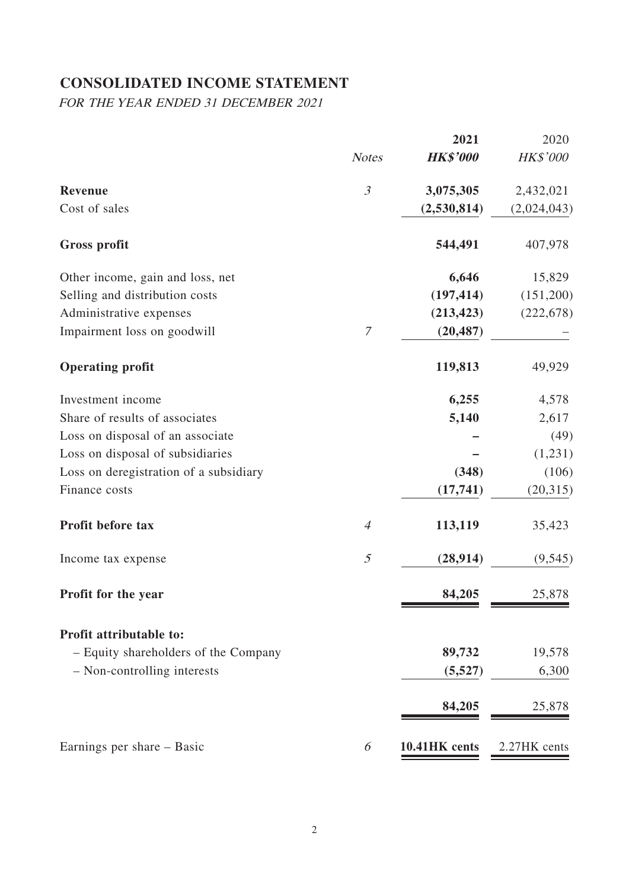# CONSOLIDATED INCOME STATEMENT

*FOR THE YEAR ENDED 31 DECEMBER 2021*

| | Notes | 2021 | 2020 |
|---|---|---|---|
| | | ***HK$'000*** | *HK$'000* |
| **Revenue** | *3* | **3,075,305** | 2,432,021 |
| Cost of sales | | **(2,530,814)** | (2,024,043) |
| **Gross profit** | | **544,491** | 407,978 |
| Other income, gain and loss, net | | **6,646** | 15,829 |
| Selling and distribution costs | | **(197,414)** | (151,200) |
| Administrative expenses | | **(213,423)** | (222,678) |
| Impairment loss on goodwill | *7* | **(20,487)** | – |
| **Operating profit** | | **119,813** | 49,929 |
| Investment income | | **6,255** | 4,578 |
| Share of results of associates | | **5,140** | 2,617 |
| Loss on disposal of an associate | | **–** | (49) |
| Loss on disposal of subsidiaries | | **–** | (1,231) |
| Loss on deregistration of a subsidiary | | **(348)** | (106) |
| Finance costs | | **(17,741)** | (20,315) |
| **Profit before tax** | *4* | **113,119** | 35,423 |
| Income tax expense | *5* | **(28,914)** | (9,545) |
| **Profit for the year** | | **84,205** | 25,878 |
| **Profit attributable to:** | | | |
| – Equity shareholders of the Company | | **89,732** | 19,578 |
| – Non-controlling interests | | **(5,527)** | 6,300 |
| | | **84,205** | 25,878 |
| Earnings per share – Basic | *6* | **10.41HK cents** | 2.27HK cents |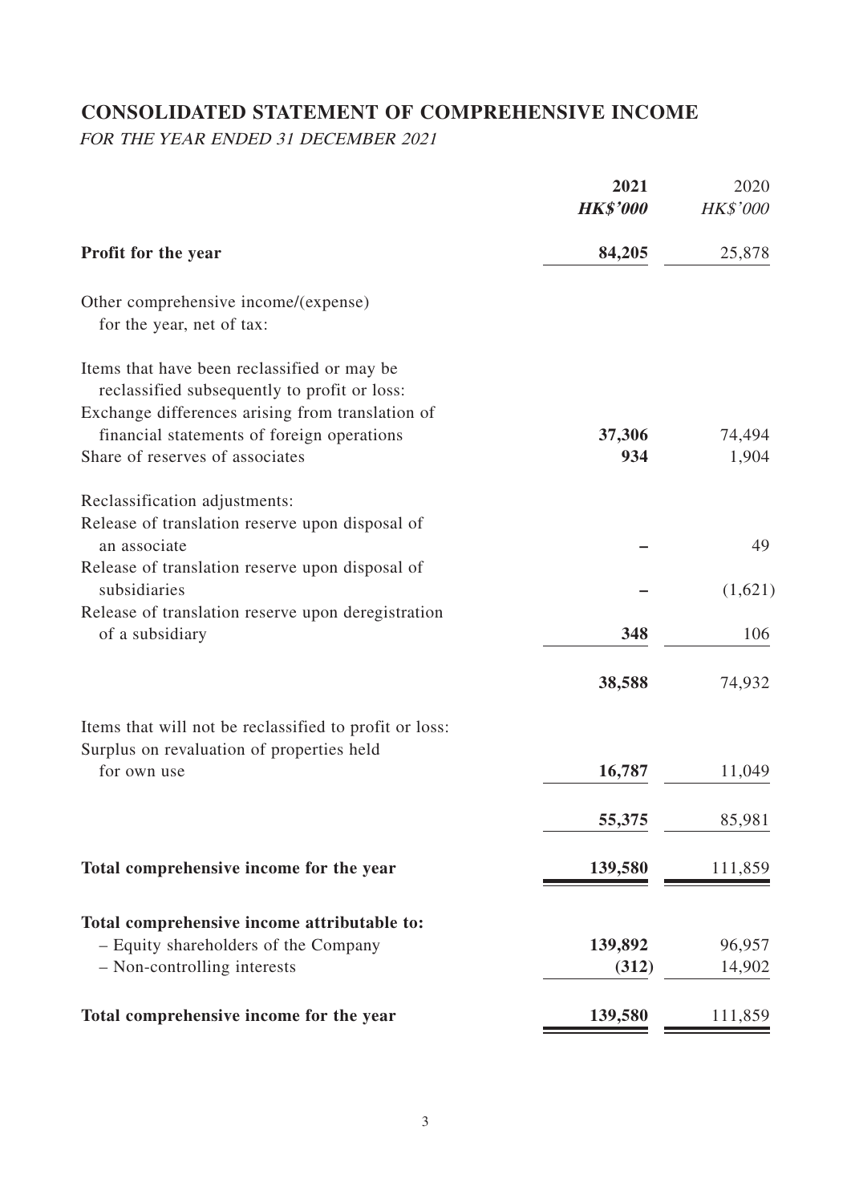# CONSOLIDATED STATEMENT OF COMPREHENSIVE INCOME

*FOR THE YEAR ENDED 31 DECEMBER 2021*

| | **2021** | 2020 |
|---|---|---|
| | ***HK$'000*** | *HK$'000* |
| **Profit for the year** | **84,205** | 25,878 |
| Other comprehensive income/(expense) for the year, net of tax: | | |
| Items that have been reclassified or may be reclassified subsequently to profit or loss: | | |
| Exchange differences arising from translation of financial statements of foreign operations | **37,306** | 74,494 |
| Share of reserves of associates | **934** | 1,904 |
| Reclassification adjustments: | | |
| Release of translation reserve upon disposal of an associate | **–** | 49 |
| Release of translation reserve upon disposal of subsidiaries | **–** | (1,621) |
| Release of translation reserve upon deregistration of a subsidiary | **348** | 106 |
| | **38,588** | 74,932 |
| Items that will not be reclassified to profit or loss: | | |
| Surplus on revaluation of properties held for own use | **16,787** | 11,049 |
| | **55,375** | 85,981 |
| **Total comprehensive income for the year** | **139,580** | 111,859 |
| **Total comprehensive income attributable to:** | | |
| – Equity shareholders of the Company | **139,892** | 96,957 |
| – Non-controlling interests | **(312)** | 14,902 |
| **Total comprehensive income for the year** | **139,580** | 111,859 |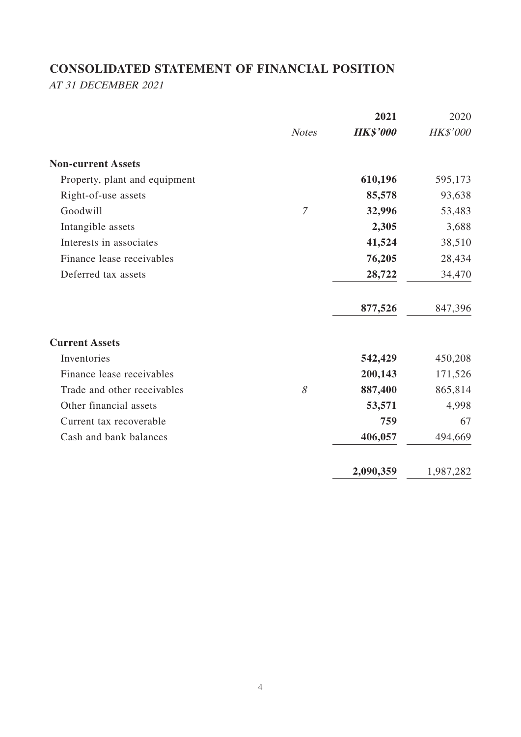# CONSOLIDATED STATEMENT OF FINANCIAL POSITION

*AT 31 DECEMBER 2021*

| | Notes | 2021 | 2020 |
|---|---|---|---|
| | | ***HK$'000*** | *HK$'000* |
| **Non-current Assets** | | | |
| Property, plant and equipment | | **610,196** | 595,173 |
| Right-of-use assets | | **85,578** | 93,638 |
| Goodwill | *7* | **32,996** | 53,483 |
| Intangible assets | | **2,305** | 3,688 |
| Interests in associates | | **41,524** | 38,510 |
| Finance lease receivables | | **76,205** | 28,434 |
| Deferred tax assets | | **28,722** | 34,470 |
| | | **877,526** | 847,396 |
| **Current Assets** | | | |
| Inventories | | **542,429** | 450,208 |
| Finance lease receivables | | **200,143** | 171,526 |
| Trade and other receivables | *8* | **887,400** | 865,814 |
| Other financial assets | | **53,571** | 4,998 |
| Current tax recoverable | | **759** | 67 |
| Cash and bank balances | | **406,057** | 494,669 |
| | | **2,090,359** | 1,987,282 |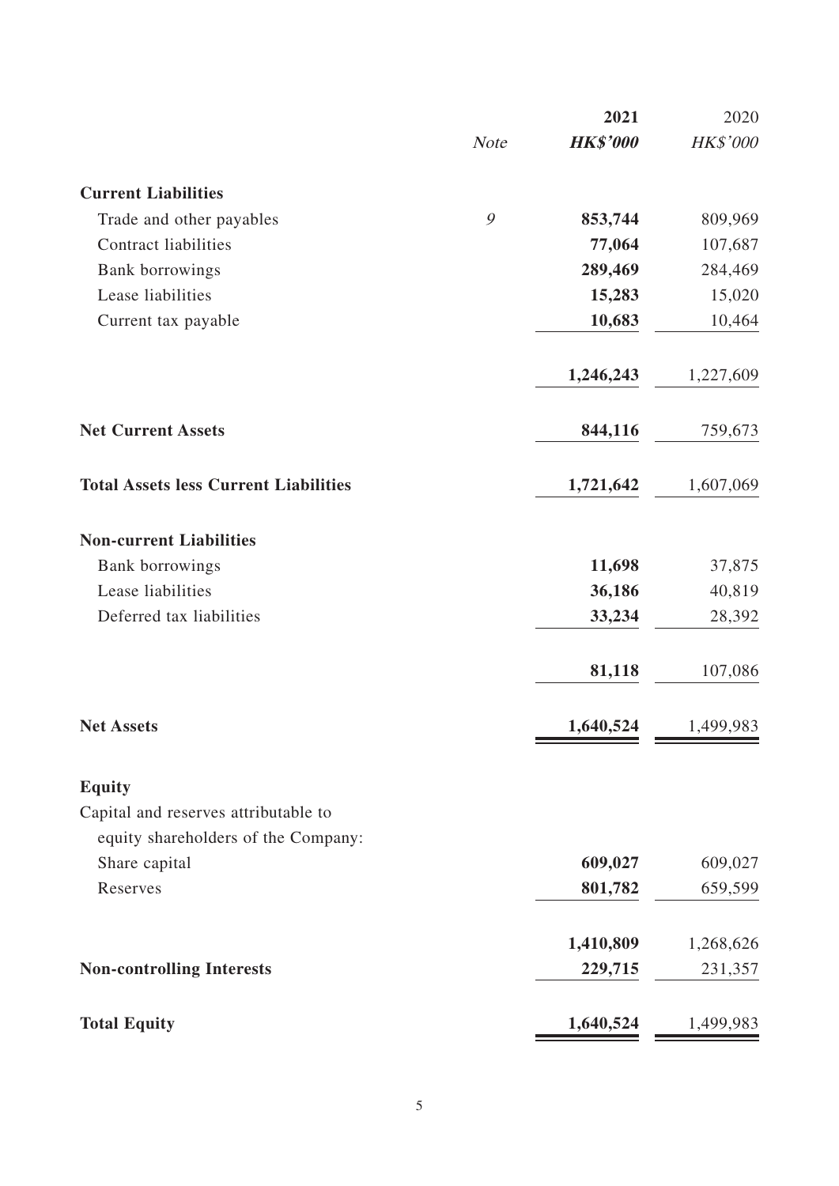| | Note | 2021 | 2020 |
|---|---|---|---|
| | | ***HK$'000*** | *HK$'000* |
| **Current Liabilities** | | | |
| Trade and other payables | *9* | **853,744** | 809,969 |
| Contract liabilities | | **77,064** | 107,687 |
| Bank borrowings | | **289,469** | 284,469 |
| Lease liabilities | | **15,283** | 15,020 |
| Current tax payable | | **10,683** | 10,464 |
| | | **1,246,243** | 1,227,609 |
| **Net Current Assets** | | **844,116** | 759,673 |
| **Total Assets less Current Liabilities** | | **1,721,642** | 1,607,069 |
| **Non-current Liabilities** | | | |
| Bank borrowings | | **11,698** | 37,875 |
| Lease liabilities | | **36,186** | 40,819 |
| Deferred tax liabilities | | **33,234** | 28,392 |
| | | **81,118** | 107,086 |
| **Net Assets** | | **1,640,524** | 1,499,983 |
| **Equity** | | | |
| Capital and reserves attributable to equity shareholders of the Company: | | | |
| Share capital | | **609,027** | 609,027 |
| Reserves | | **801,782** | 659,599 |
| | | **1,410,809** | 1,268,626 |
| **Non-controlling Interests** | | **229,715** | 231,357 |
| **Total Equity** | | **1,640,524** | 1,499,983 |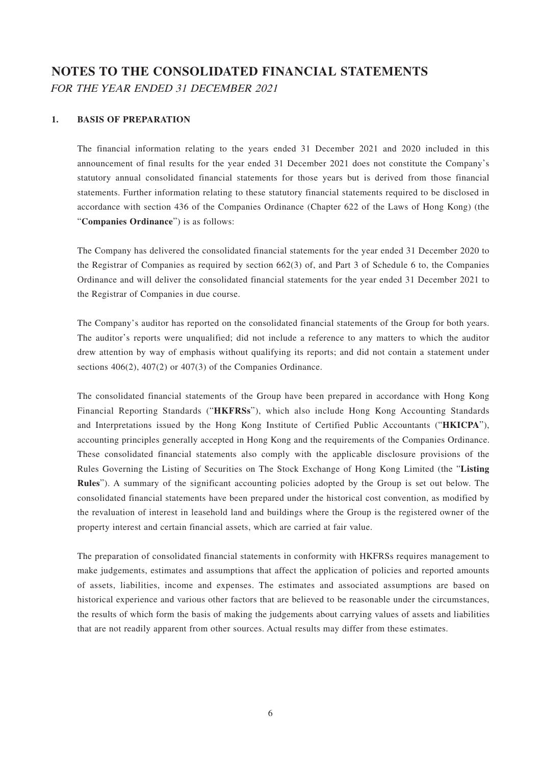# NOTES TO THE CONSOLIDATED FINANCIAL STATEMENTS

*FOR THE YEAR ENDED 31 DECEMBER 2021*

## 1. BASIS OF PREPARATION

The financial information relating to the years ended 31 December 2021 and 2020 included in this announcement of final results for the year ended 31 December 2021 does not constitute the Company's statutory annual consolidated financial statements for those years but is derived from those financial statements. Further information relating to these statutory financial statements required to be disclosed in accordance with section 436 of the Companies Ordinance (Chapter 622 of the Laws of Hong Kong) (the "**Companies Ordinance**") is as follows:

The Company has delivered the consolidated financial statements for the year ended 31 December 2020 to the Registrar of Companies as required by section 662(3) of, and Part 3 of Schedule 6 to, the Companies Ordinance and will deliver the consolidated financial statements for the year ended 31 December 2021 to the Registrar of Companies in due course.

The Company's auditor has reported on the consolidated financial statements of the Group for both years. The auditor's reports were unqualified; did not include a reference to any matters to which the auditor drew attention by way of emphasis without qualifying its reports; and did not contain a statement under sections 406(2), 407(2) or 407(3) of the Companies Ordinance.

The consolidated financial statements of the Group have been prepared in accordance with Hong Kong Financial Reporting Standards ("**HKFRSs**"), which also include Hong Kong Accounting Standards and Interpretations issued by the Hong Kong Institute of Certified Public Accountants ("**HKICPA**"), accounting principles generally accepted in Hong Kong and the requirements of the Companies Ordinance. These consolidated financial statements also comply with the applicable disclosure provisions of the Rules Governing the Listing of Securities on The Stock Exchange of Hong Kong Limited (the "**Listing Rules**"). A summary of the significant accounting policies adopted by the Group is set out below. The consolidated financial statements have been prepared under the historical cost convention, as modified by the revaluation of interest in leasehold land and buildings where the Group is the registered owner of the property interest and certain financial assets, which are carried at fair value.

The preparation of consolidated financial statements in conformity with HKFRSs requires management to make judgements, estimates and assumptions that affect the application of policies and reported amounts of assets, liabilities, income and expenses. The estimates and associated assumptions are based on historical experience and various other factors that are believed to be reasonable under the circumstances, the results of which form the basis of making the judgements about carrying values of assets and liabilities that are not readily apparent from other sources. Actual results may differ from these estimates.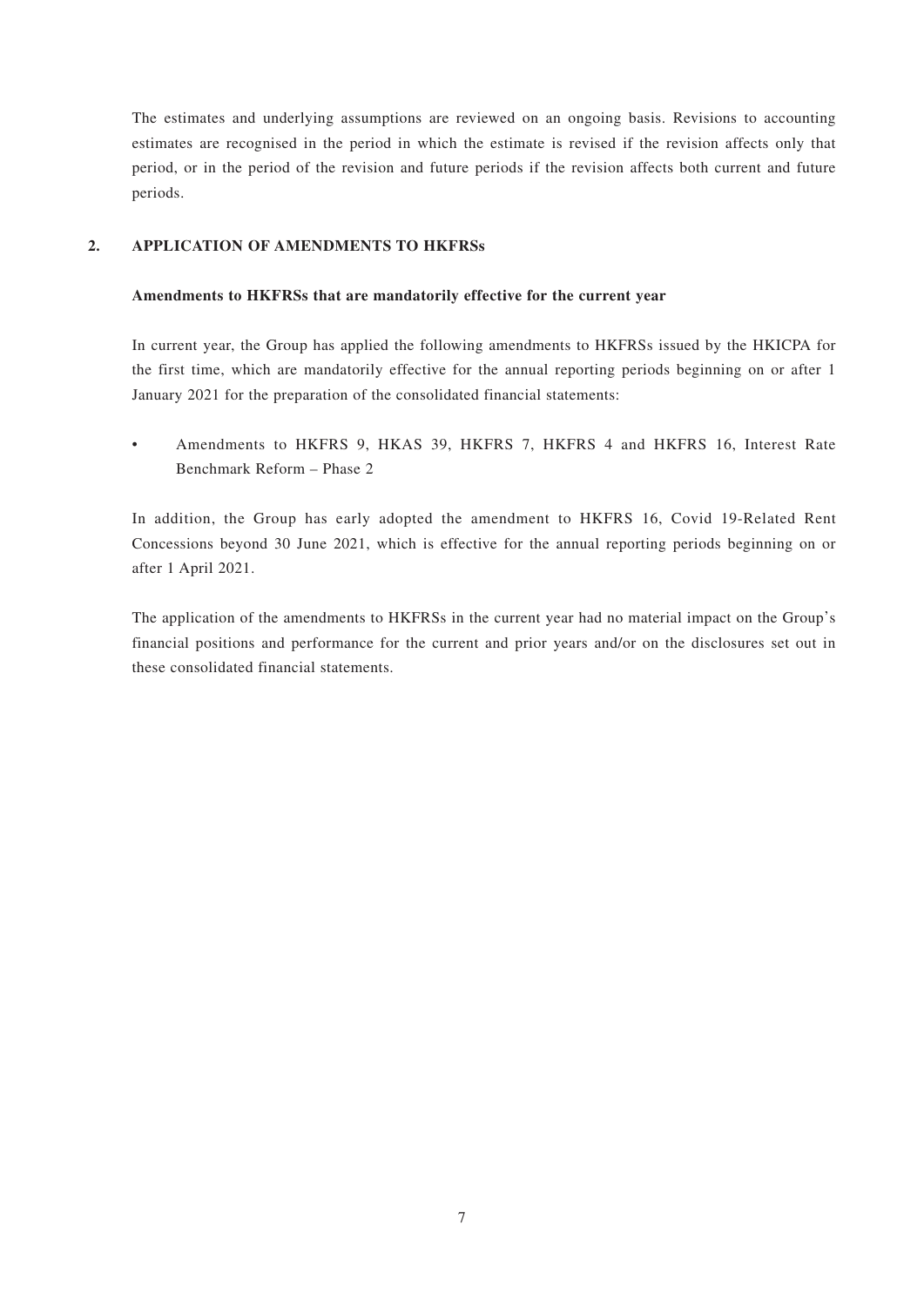The estimates and underlying assumptions are reviewed on an ongoing basis. Revisions to accounting estimates are recognised in the period in which the estimate is revised if the revision affects only that period, or in the period of the revision and future periods if the revision affects both current and future periods.

## 2. APPLICATION OF AMENDMENTS TO HKFRSs

### Amendments to HKFRSs that are mandatorily effective for the current year

In current year, the Group has applied the following amendments to HKFRSs issued by the HKICPA for the first time, which are mandatorily effective for the annual reporting periods beginning on or after 1 January 2021 for the preparation of the consolidated financial statements:

- Amendments to HKFRS 9, HKAS 39, HKFRS 7, HKFRS 4 and HKFRS 16, Interest Rate Benchmark Reform – Phase 2

In addition, the Group has early adopted the amendment to HKFRS 16, Covid 19-Related Rent Concessions beyond 30 June 2021, which is effective for the annual reporting periods beginning on or after 1 April 2021.

The application of the amendments to HKFRSs in the current year had no material impact on the Group's financial positions and performance for the current and prior years and/or on the disclosures set out in these consolidated financial statements.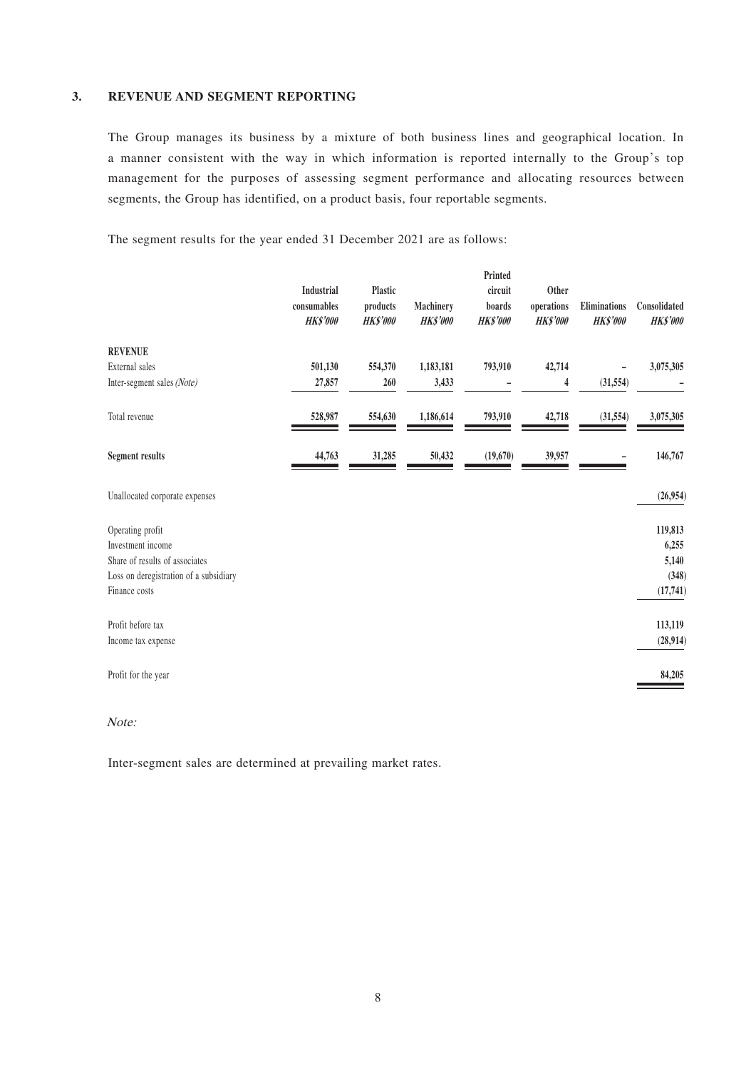## 3. REVENUE AND SEGMENT REPORTING

The Group manages its business by a mixture of both business lines and geographical location. In a manner consistent with the way in which information is reported internally to the Group's top management for the purposes of assessing segment performance and allocating resources between segments, the Group has identified, on a product basis, four reportable segments.

The segment results for the year ended 31 December 2021 are as follows:

| | Industrial consumables *HK$'000* | Plastic products *HK$'000* | Machinery *HK$'000* | Printed circuit boards *HK$'000* | Other operations *HK$'000* | Eliminations *HK$'000* | Consolidated *HK$'000* |
|---|---|---|---|---|---|---|---|
| **REVENUE** | | | | | | | |
| External sales | **501,130** | **554,370** | **1,183,181** | **793,910** | **42,714** | **–** | **3,075,305** |
| Inter-segment sales *(Note)* | **27,857** | **260** | **3,433** | **–** | **4** | **(31,554)** | **–** |
| Total revenue | **528,987** | **554,630** | **1,186,614** | **793,910** | **42,718** | **(31,554)** | **3,075,305** |
| **Segment results** | **44,763** | **31,285** | **50,432** | **(19,670)** | **39,957** | **–** | **146,767** |
| Unallocated corporate expenses | | | | | | | **(26,954)** |
| Operating profit | | | | | | | **119,813** |
| Investment income | | | | | | | **6,255** |
| Share of results of associates | | | | | | | **5,140** |
| Loss on deregistration of a subsidiary | | | | | | | **(348)** |
| Finance costs | | | | | | | **(17,741)** |
| Profit before tax | | | | | | | **113,119** |
| Income tax expense | | | | | | | **(28,914)** |
| Profit for the year | | | | | | | **84,205** |

*Note:*

Inter-segment sales are determined at prevailing market rates.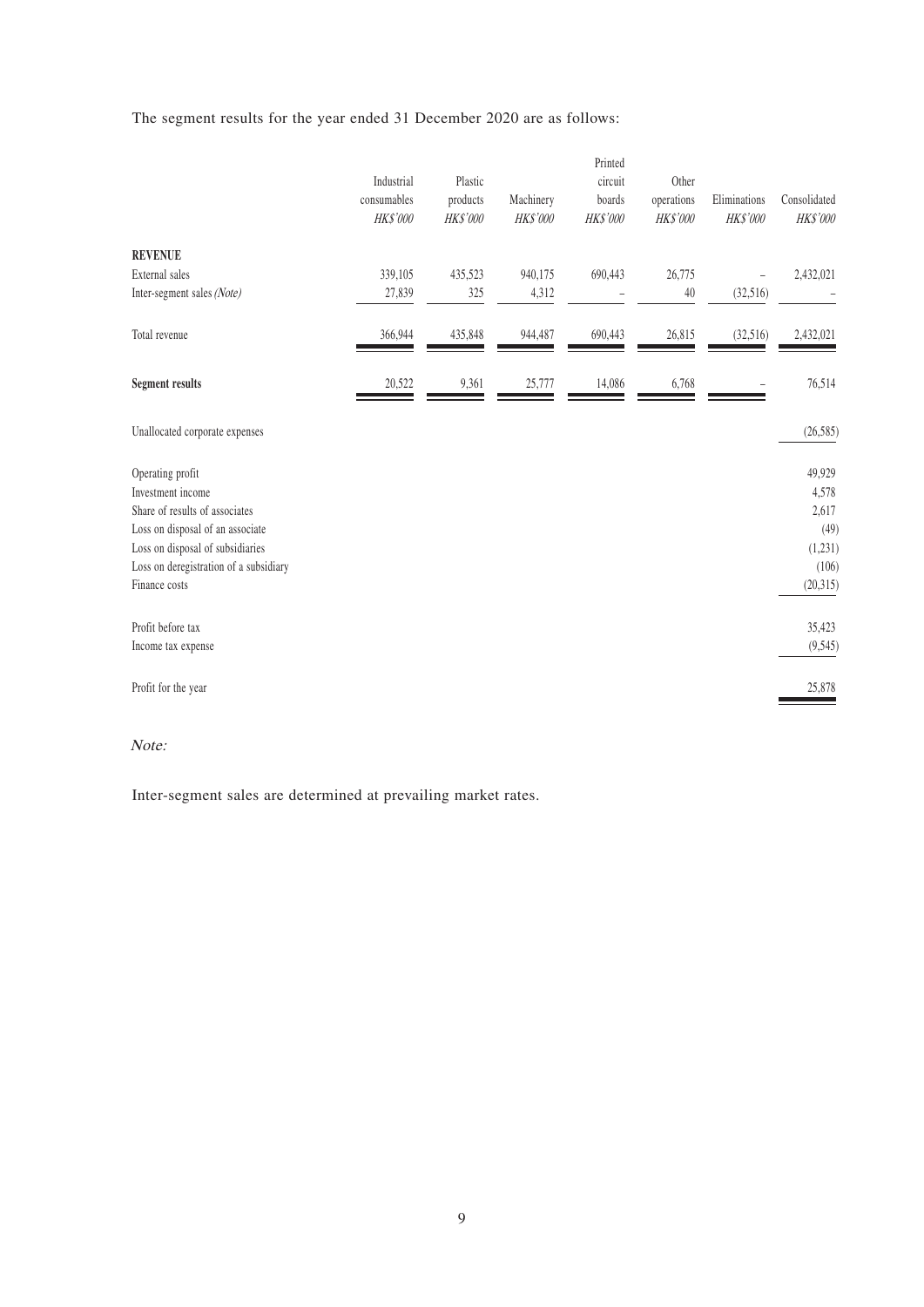The segment results for the year ended 31 December 2020 are as follows:

| | Industrial consumables HK$'000 | Plastic products HK$'000 | Machinery HK$'000 | Printed circuit boards HK$'000 | Other operations HK$'000 | Eliminations HK$'000 | Consolidated HK$'000 |
|---|---|---|---|---|---|---|---|
| **REVENUE** | | | | | | | |
| External sales | 339,105 | 435,523 | 940,175 | 690,443 | 26,775 | – | 2,432,021 |
| Inter-segment sales *(Note)* | 27,839 | 325 | 4,312 | – | 40 | (32,516) | – |
| Total revenue | 366,944 | 435,848 | 944,487 | 690,443 | 26,815 | (32,516) | 2,432,021 |
| **Segment results** | 20,522 | 9,361 | 25,777 | 14,086 | 6,768 | – | 76,514 |
| Unallocated corporate expenses | | | | | | | (26,585) |
| Operating profit | | | | | | | 49,929 |
| Investment income | | | | | | | 4,578 |
| Share of results of associates | | | | | | | 2,617 |
| Loss on disposal of an associate | | | | | | | (49) |
| Loss on disposal of subsidiaries | | | | | | | (1,231) |
| Loss on deregistration of a subsidiary | | | | | | | (106) |
| Finance costs | | | | | | | (20,315) |
| Profit before tax | | | | | | | 35,423 |
| Income tax expense | | | | | | | (9,545) |
| Profit for the year | | | | | | | 25,878 |

*Note:*

Inter-segment sales are determined at prevailing market rates.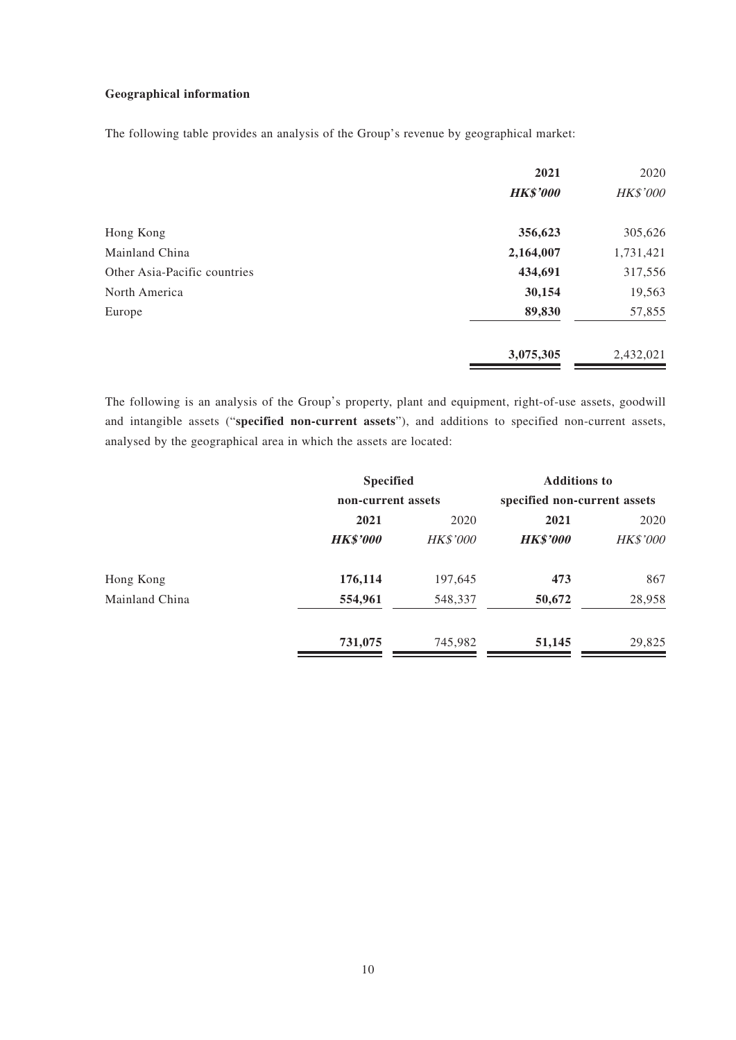**Geographical information**

The following table provides an analysis of the Group's revenue by geographical market:

| | **2021** | 2020 |
|---|---|---|
| | ***HK$'000*** | *HK$'000* |
| Hong Kong | **356,623** | 305,626 |
| Mainland China | **2,164,007** | 1,731,421 |
| Other Asia-Pacific countries | **434,691** | 317,556 |
| North America | **30,154** | 19,563 |
| Europe | **89,830** | 57,855 |
| | **3,075,305** | 2,432,021 |

The following is an analysis of the Group's property, plant and equipment, right-of-use assets, goodwill and intangible assets ("**specified non-current assets**"), and additions to specified non-current assets, analysed by the geographical area in which the assets are located:

| | **Specified non-current assets** | | **Additions to specified non-current assets** | |
|---|---|---|---|---|
| | **2021** | 2020 | **2021** | 2020 |
| | ***HK$'000*** | *HK$'000* | ***HK$'000*** | *HK$'000* |
| Hong Kong | **176,114** | 197,645 | **473** | 867 |
| Mainland China | **554,961** | 548,337 | **50,672** | 28,958 |
| | **731,075** | 745,982 | **51,145** | 29,825 |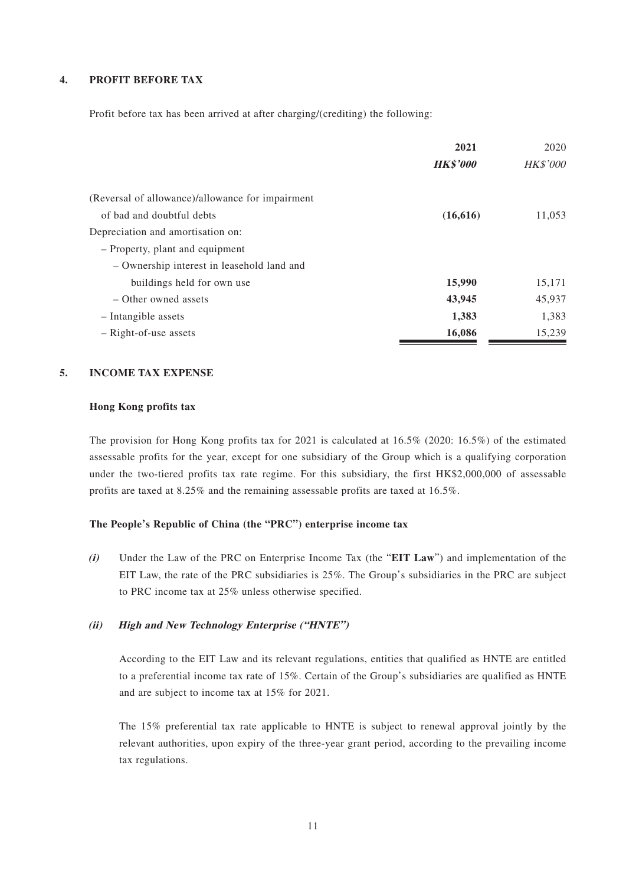## 4. PROFIT BEFORE TAX

Profit before tax has been arrived at after charging/(crediting) the following:

| | **2021** | 2020 |
|---|---|---|
| | ***HK$'000*** | *HK$'000* |
| (Reversal of allowance)/allowance for impairment of bad and doubtful debts | **(16,616)** | 11,053 |
| Depreciation and amortisation on: | | |
| – Property, plant and equipment | | |
| – Ownership interest in leasehold land and buildings held for own use | **15,990** | 15,171 |
| – Other owned assets | **43,945** | 45,937 |
| – Intangible assets | **1,383** | 1,383 |
| – Right-of-use assets | **16,086** | 15,239 |

## 5. INCOME TAX EXPENSE

**Hong Kong profits tax**

The provision for Hong Kong profits tax for 2021 is calculated at 16.5% (2020: 16.5%) of the estimated assessable profits for the year, except for one subsidiary of the Group which is a qualifying corporation under the two-tiered profits tax rate regime. For this subsidiary, the first HK$2,000,000 of assessable profits are taxed at 8.25% and the remaining assessable profits are taxed at 16.5%.

**The People's Republic of China (the "PRC") enterprise income tax**

***(i)*** Under the Law of the PRC on Enterprise Income Tax (the "**EIT Law**") and implementation of the EIT Law, the rate of the PRC subsidiaries is 25%. The Group's subsidiaries in the PRC are subject to PRC income tax at 25% unless otherwise specified.

***(ii) High and New Technology Enterprise ("HNTE")***

According to the EIT Law and its relevant regulations, entities that qualified as HNTE are entitled to a preferential income tax rate of 15%. Certain of the Group's subsidiaries are qualified as HNTE and are subject to income tax at 15% for 2021.

The 15% preferential tax rate applicable to HNTE is subject to renewal approval jointly by the relevant authorities, upon expiry of the three-year grant period, according to the prevailing income tax regulations.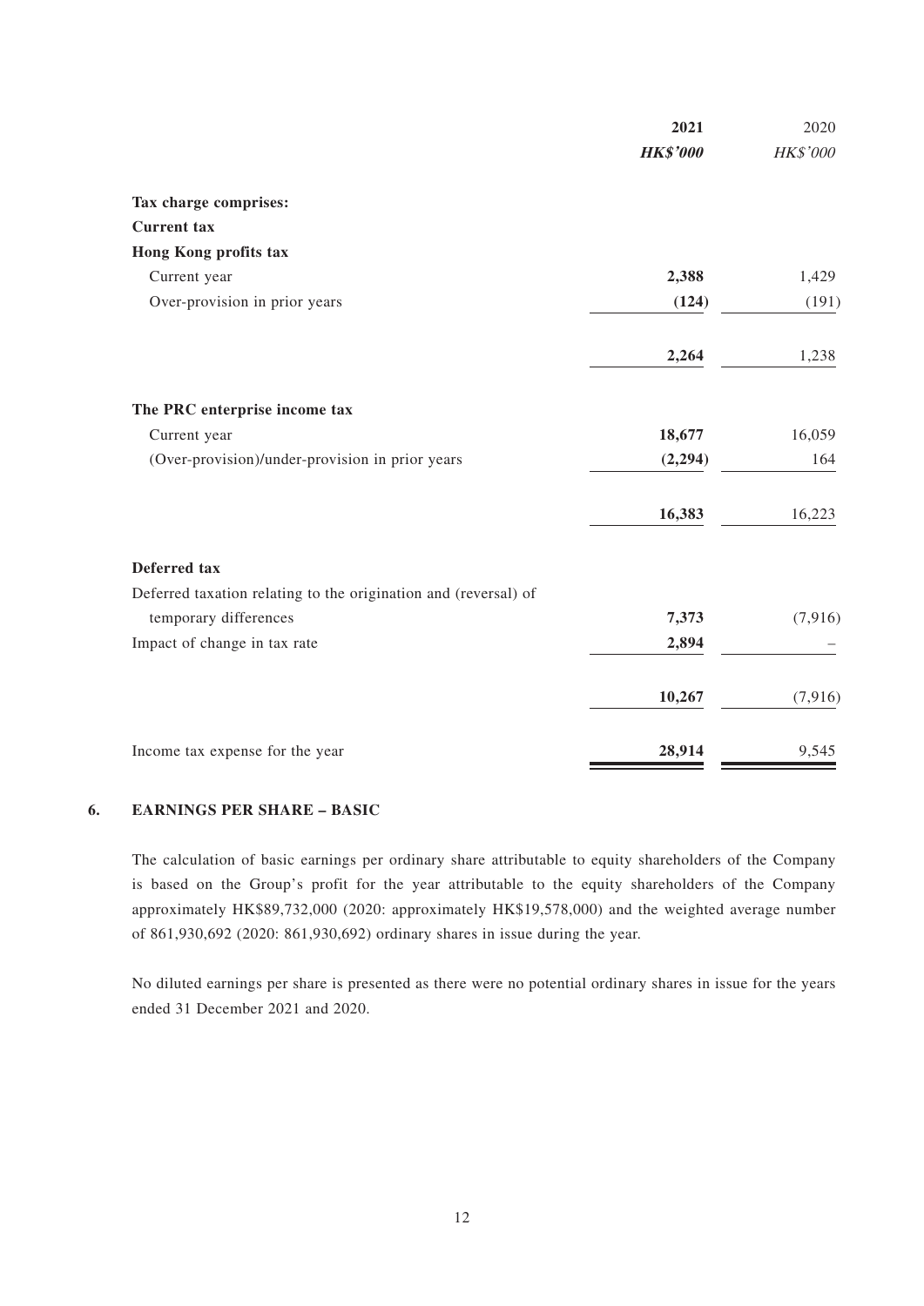| | 2021 | 2020 |
|---|---|---|
| | ***HK$'000*** | *HK$'000* |
| **Tax charge comprises:** | | |
| **Current tax** | | |
| **Hong Kong profits tax** | | |
| Current year | **2,388** | 1,429 |
| Over-provision in prior years | **(124)** | (191) |
| | **2,264** | 1,238 |
| **The PRC enterprise income tax** | | |
| Current year | **18,677** | 16,059 |
| (Over-provision)/under-provision in prior years | **(2,294)** | 164 |
| | **16,383** | 16,223 |
| **Deferred tax** | | |
| Deferred taxation relating to the origination and (reversal) of temporary differences | **7,373** | (7,916) |
| Impact of change in tax rate | **2,894** | – |
| | **10,267** | (7,916) |
| Income tax expense for the year | **28,914** | 9,545 |

## 6. EARNINGS PER SHARE – BASIC

The calculation of basic earnings per ordinary share attributable to equity shareholders of the Company is based on the Group's profit for the year attributable to the equity shareholders of the Company approximately HK$89,732,000 (2020: approximately HK$19,578,000) and the weighted average number of 861,930,692 (2020: 861,930,692) ordinary shares in issue during the year.

No diluted earnings per share is presented as there were no potential ordinary shares in issue for the years ended 31 December 2021 and 2020.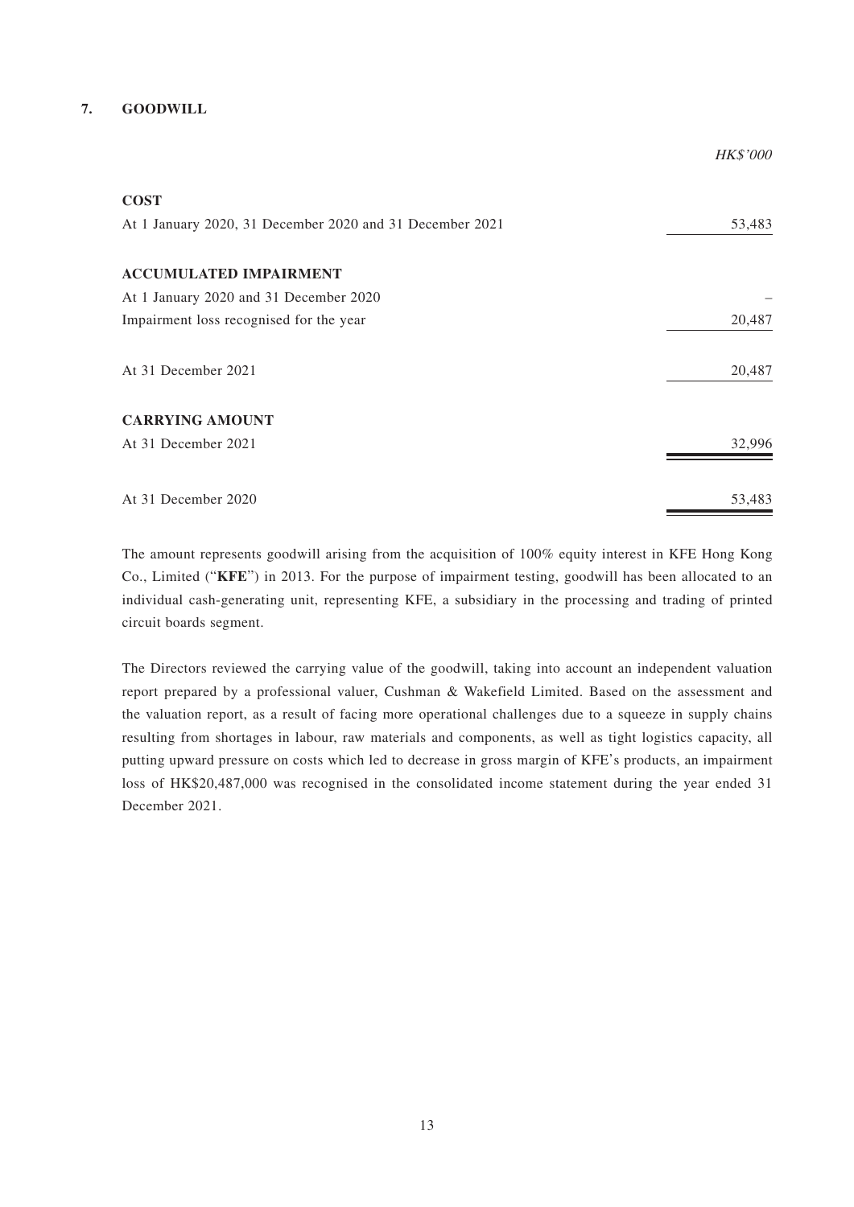## 7. GOODWILL

| | HK$'000 |
|---|---|
| **COST** | |
| At 1 January 2020, 31 December 2020 and 31 December 2021 | 53,483 |
| | |
| **ACCUMULATED IMPAIRMENT** | |
| At 1 January 2020 and 31 December 2020 | – |
| Impairment loss recognised for the year | 20,487 |
| | |
| At 31 December 2021 | 20,487 |
| | |
| **CARRYING AMOUNT** | |
| At 31 December 2021 | 32,996 |
| | |
| At 31 December 2020 | 53,483 |

The amount represents goodwill arising from the acquisition of 100% equity interest in KFE Hong Kong Co., Limited ("**KFE**") in 2013. For the purpose of impairment testing, goodwill has been allocated to an individual cash-generating unit, representing KFE, a subsidiary in the processing and trading of printed circuit boards segment.

The Directors reviewed the carrying value of the goodwill, taking into account an independent valuation report prepared by a professional valuer, Cushman & Wakefield Limited. Based on the assessment and the valuation report, as a result of facing more operational challenges due to a squeeze in supply chains resulting from shortages in labour, raw materials and components, as well as tight logistics capacity, all putting upward pressure on costs which led to decrease in gross margin of KFE's products, an impairment loss of HK$20,487,000 was recognised in the consolidated income statement during the year ended 31 December 2021.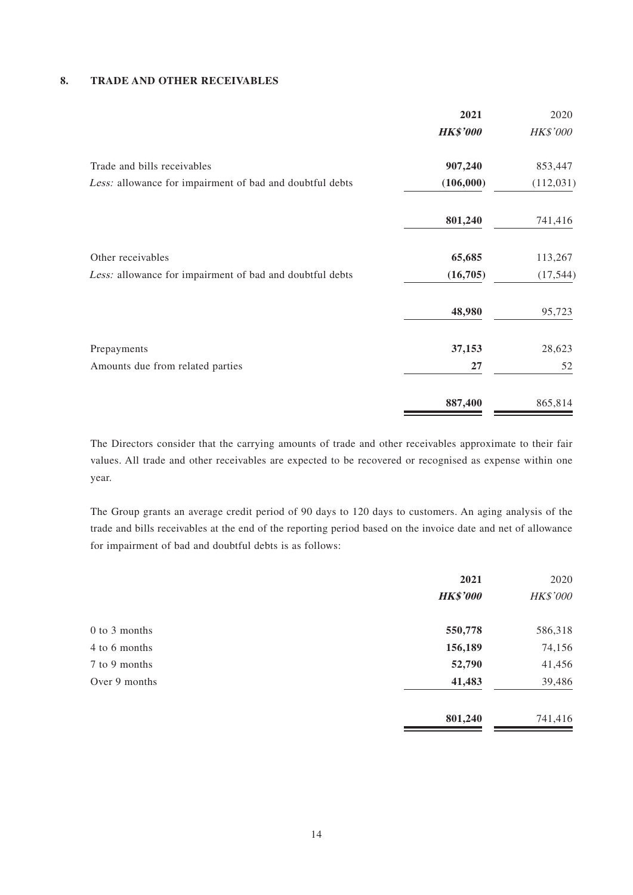## 8. TRADE AND OTHER RECEIVABLES

| | **2021** | 2020 |
|---|---|---|
| | ***HK$'000*** | *HK$'000* |
| Trade and bills receivables | **907,240** | 853,447 |
| *Less:* allowance for impairment of bad and doubtful debts | **(106,000)** | (112,031) |
| | **801,240** | 741,416 |
| Other receivables | **65,685** | 113,267 |
| *Less:* allowance for impairment of bad and doubtful debts | **(16,705)** | (17,544) |
| | **48,980** | 95,723 |
| Prepayments | **37,153** | 28,623 |
| Amounts due from related parties | **27** | 52 |
| | **887,400** | 865,814 |

The Directors consider that the carrying amounts of trade and other receivables approximate to their fair values. All trade and other receivables are expected to be recovered or recognised as expense within one year.

The Group grants an average credit period of 90 days to 120 days to customers. An aging analysis of the trade and bills receivables at the end of the reporting period based on the invoice date and net of allowance for impairment of bad and doubtful debts is as follows:

| | **2021** | 2020 |
|---|---|---|
| | ***HK$'000*** | *HK$'000* |
| 0 to 3 months | **550,778** | 586,318 |
| 4 to 6 months | **156,189** | 74,156 |
| 7 to 9 months | **52,790** | 41,456 |
| Over 9 months | **41,483** | 39,486 |
| | **801,240** | 741,416 |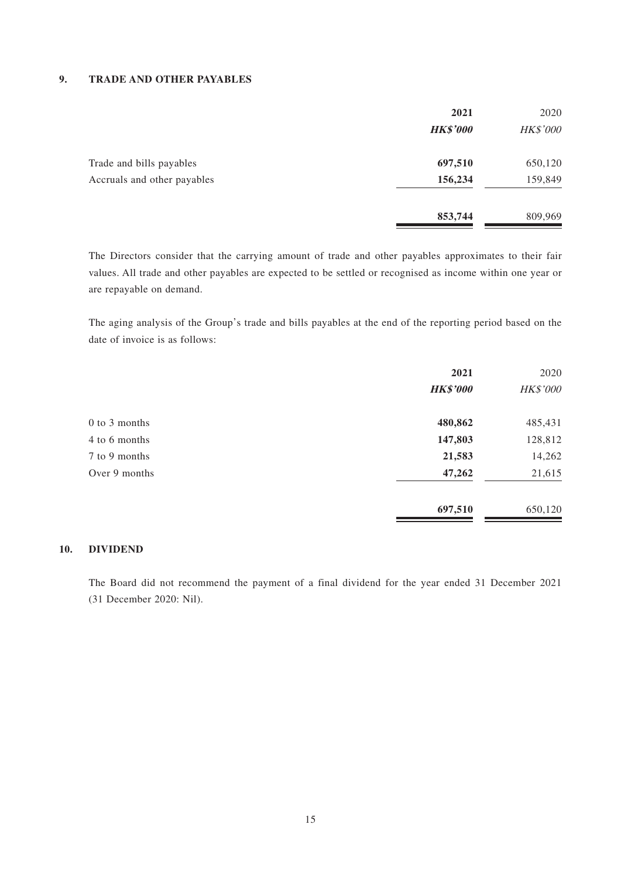## 9. TRADE AND OTHER PAYABLES

| | **2021** | 2020 |
|---|---|---|
| | ***HK$'000*** | *HK$'000* |
| Trade and bills payables | **697,510** | 650,120 |
| Accruals and other payables | **156,234** | 159,849 |
| | **853,744** | 809,969 |

The Directors consider that the carrying amount of trade and other payables approximates to their fair values. All trade and other payables are expected to be settled or recognised as income within one year or are repayable on demand.

The aging analysis of the Group's trade and bills payables at the end of the reporting period based on the date of invoice is as follows:

| | **2021** | 2020 |
|---|---|---|
| | ***HK$'000*** | *HK$'000* |
| 0 to 3 months | **480,862** | 485,431 |
| 4 to 6 months | **147,803** | 128,812 |
| 7 to 9 months | **21,583** | 14,262 |
| Over 9 months | **47,262** | 21,615 |
| | **697,510** | 650,120 |

## 10. DIVIDEND

The Board did not recommend the payment of a final dividend for the year ended 31 December 2021 (31 December 2020: Nil).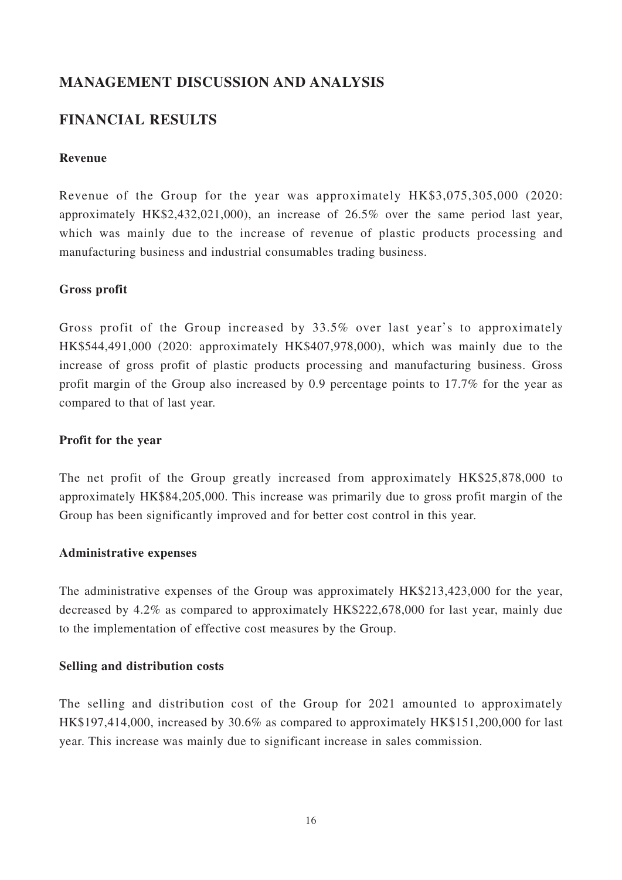# MANAGEMENT DISCUSSION AND ANALYSIS

## FINANCIAL RESULTS

### Revenue

Revenue of the Group for the year was approximately HK$3,075,305,000 (2020: approximately HK$2,432,021,000), an increase of 26.5% over the same period last year, which was mainly due to the increase of revenue of plastic products processing and manufacturing business and industrial consumables trading business.

### Gross profit

Gross profit of the Group increased by 33.5% over last year's to approximately HK$544,491,000 (2020: approximately HK$407,978,000), which was mainly due to the increase of gross profit of plastic products processing and manufacturing business. Gross profit margin of the Group also increased by 0.9 percentage points to 17.7% for the year as compared to that of last year.

### Profit for the year

The net profit of the Group greatly increased from approximately HK$25,878,000 to approximately HK$84,205,000. This increase was primarily due to gross profit margin of the Group has been significantly improved and for better cost control in this year.

### Administrative expenses

The administrative expenses of the Group was approximately HK$213,423,000 for the year, decreased by 4.2% as compared to approximately HK$222,678,000 for last year, mainly due to the implementation of effective cost measures by the Group.

### Selling and distribution costs

The selling and distribution cost of the Group for 2021 amounted to approximately HK$197,414,000, increased by 30.6% as compared to approximately HK$151,200,000 for last year. This increase was mainly due to significant increase in sales commission.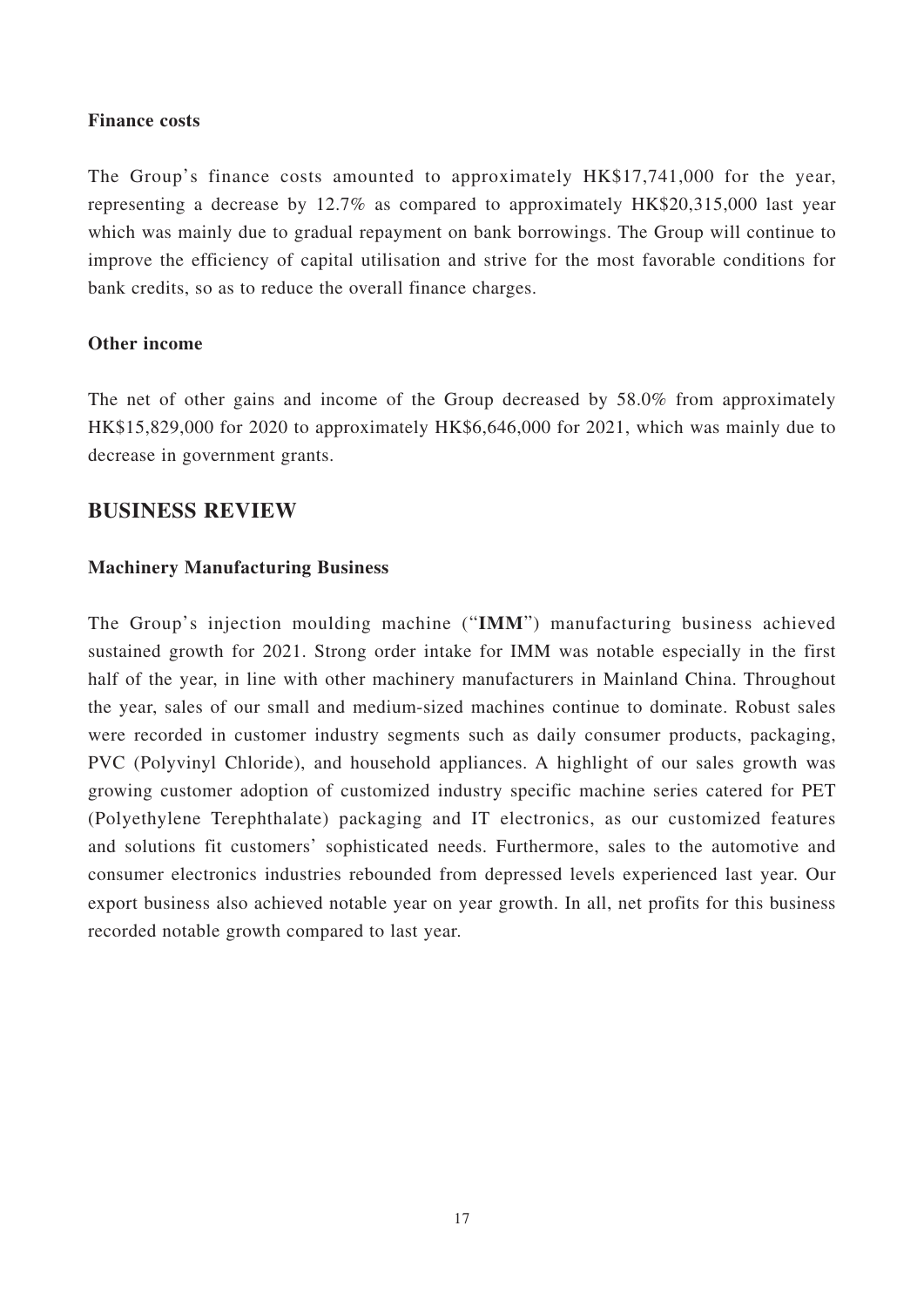### Finance costs

The Group's finance costs amounted to approximately HK$17,741,000 for the year, representing a decrease by 12.7% as compared to approximately HK$20,315,000 last year which was mainly due to gradual repayment on bank borrowings. The Group will continue to improve the efficiency of capital utilisation and strive for the most favorable conditions for bank credits, so as to reduce the overall finance charges.

### Other income

The net of other gains and income of the Group decreased by 58.0% from approximately HK$15,829,000 for 2020 to approximately HK$6,646,000 for 2021, which was mainly due to decrease in government grants.

## BUSINESS REVIEW

### Machinery Manufacturing Business

The Group's injection moulding machine ("**IMM**") manufacturing business achieved sustained growth for 2021. Strong order intake for IMM was notable especially in the first half of the year, in line with other machinery manufacturers in Mainland China. Throughout the year, sales of our small and medium-sized machines continue to dominate. Robust sales were recorded in customer industry segments such as daily consumer products, packaging, PVC (Polyvinyl Chloride), and household appliances. A highlight of our sales growth was growing customer adoption of customized industry specific machine series catered for PET (Polyethylene Terephthalate) packaging and IT electronics, as our customized features and solutions fit customers' sophisticated needs. Furthermore, sales to the automotive and consumer electronics industries rebounded from depressed levels experienced last year. Our export business also achieved notable year on year growth. In all, net profits for this business recorded notable growth compared to last year.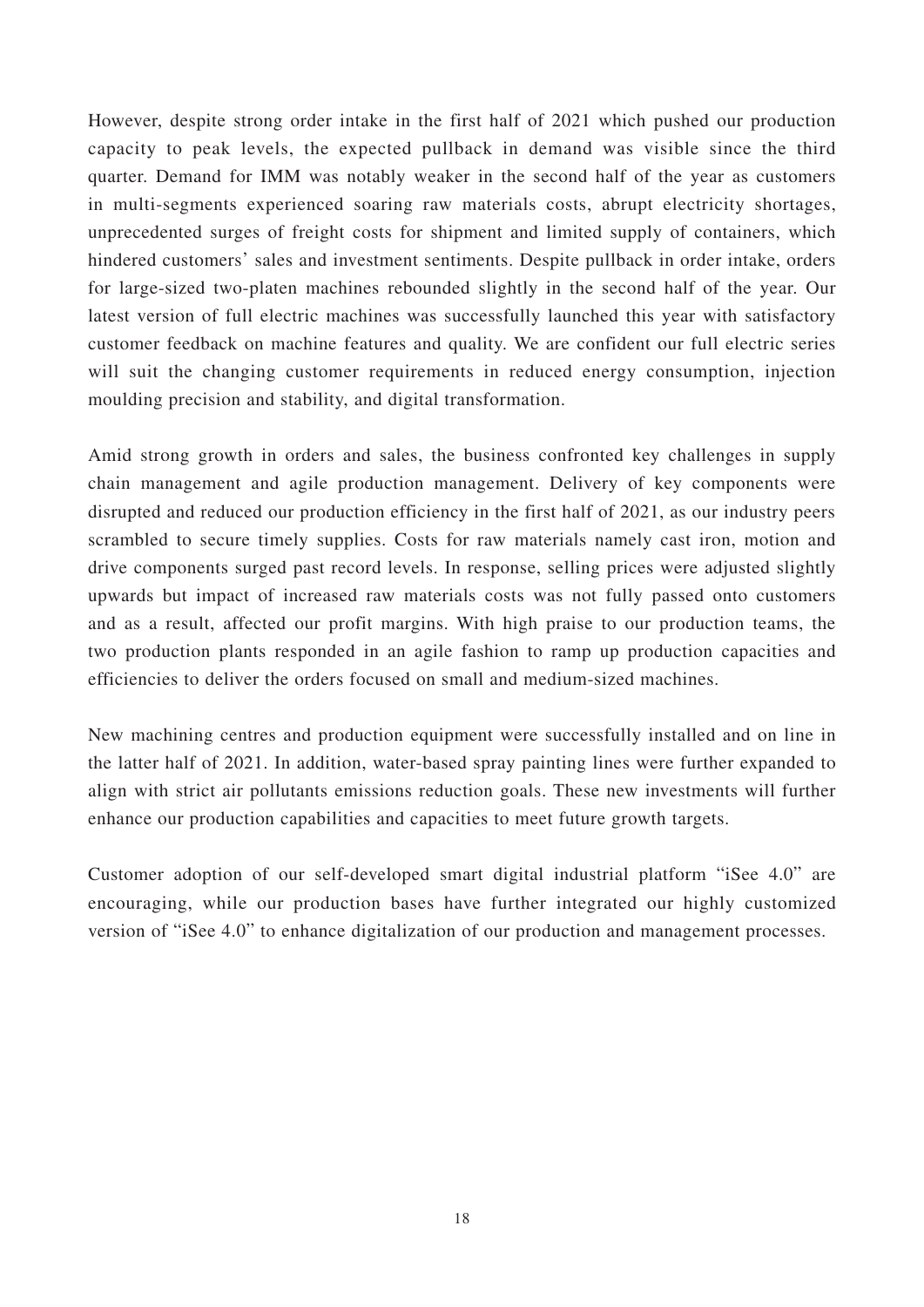However, despite strong order intake in the first half of 2021 which pushed our production capacity to peak levels, the expected pullback in demand was visible since the third quarter. Demand for IMM was notably weaker in the second half of the year as customers in multi-segments experienced soaring raw materials costs, abrupt electricity shortages, unprecedented surges of freight costs for shipment and limited supply of containers, which hindered customers' sales and investment sentiments. Despite pullback in order intake, orders for large-sized two-platen machines rebounded slightly in the second half of the year. Our latest version of full electric machines was successfully launched this year with satisfactory customer feedback on machine features and quality. We are confident our full electric series will suit the changing customer requirements in reduced energy consumption, injection moulding precision and stability, and digital transformation.

Amid strong growth in orders and sales, the business confronted key challenges in supply chain management and agile production management. Delivery of key components were disrupted and reduced our production efficiency in the first half of 2021, as our industry peers scrambled to secure timely supplies. Costs for raw materials namely cast iron, motion and drive components surged past record levels. In response, selling prices were adjusted slightly upwards but impact of increased raw materials costs was not fully passed onto customers and as a result, affected our profit margins. With high praise to our production teams, the two production plants responded in an agile fashion to ramp up production capacities and efficiencies to deliver the orders focused on small and medium-sized machines.

New machining centres and production equipment were successfully installed and on line in the latter half of 2021. In addition, water-based spray painting lines were further expanded to align with strict air pollutants emissions reduction goals. These new investments will further enhance our production capabilities and capacities to meet future growth targets.

Customer adoption of our self-developed smart digital industrial platform "iSee 4.0" are encouraging, while our production bases have further integrated our highly customized version of "iSee 4.0" to enhance digitalization of our production and management processes.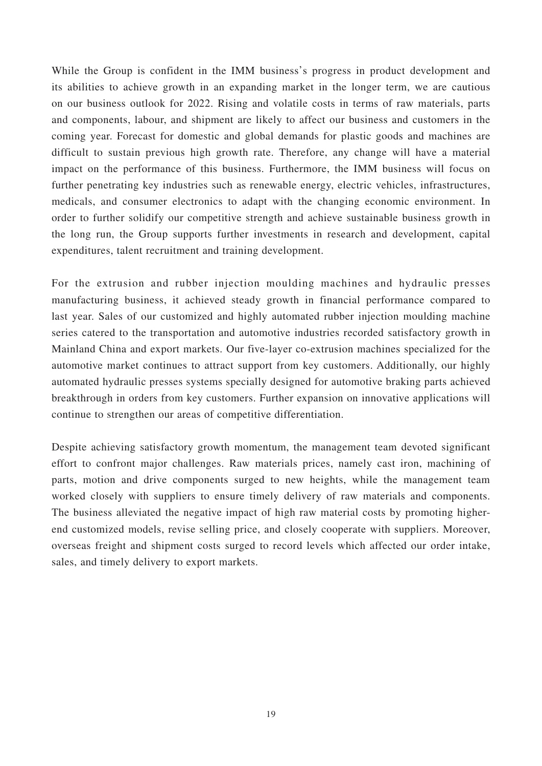While the Group is confident in the IMM business's progress in product development and its abilities to achieve growth in an expanding market in the longer term, we are cautious on our business outlook for 2022. Rising and volatile costs in terms of raw materials, parts and components, labour, and shipment are likely to affect our business and customers in the coming year. Forecast for domestic and global demands for plastic goods and machines are difficult to sustain previous high growth rate. Therefore, any change will have a material impact on the performance of this business. Furthermore, the IMM business will focus on further penetrating key industries such as renewable energy, electric vehicles, infrastructures, medicals, and consumer electronics to adapt with the changing economic environment. In order to further solidify our competitive strength and achieve sustainable business growth in the long run, the Group supports further investments in research and development, capital expenditures, talent recruitment and training development.

For the extrusion and rubber injection moulding machines and hydraulic presses manufacturing business, it achieved steady growth in financial performance compared to last year. Sales of our customized and highly automated rubber injection moulding machine series catered to the transportation and automotive industries recorded satisfactory growth in Mainland China and export markets. Our five-layer co-extrusion machines specialized for the automotive market continues to attract support from key customers. Additionally, our highly automated hydraulic presses systems specially designed for automotive braking parts achieved breakthrough in orders from key customers. Further expansion on innovative applications will continue to strengthen our areas of competitive differentiation.

Despite achieving satisfactory growth momentum, the management team devoted significant effort to confront major challenges. Raw materials prices, namely cast iron, machining of parts, motion and drive components surged to new heights, while the management team worked closely with suppliers to ensure timely delivery of raw materials and components. The business alleviated the negative impact of high raw material costs by promoting higher-end customized models, revise selling price, and closely cooperate with suppliers. Moreover, overseas freight and shipment costs surged to record levels which affected our order intake, sales, and timely delivery to export markets.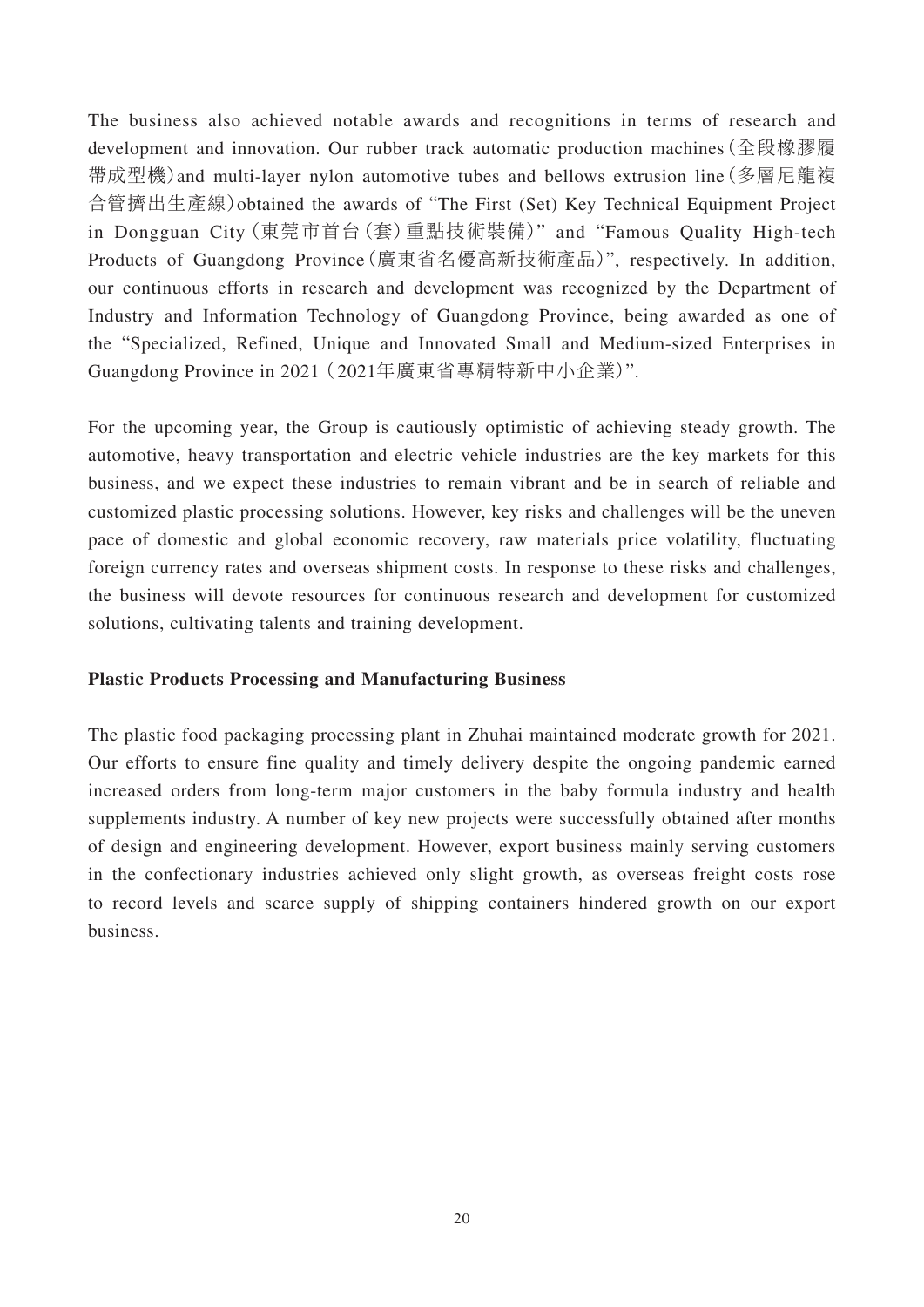The business also achieved notable awards and recognitions in terms of research and development and innovation. Our rubber track automatic production machines (全段橡膠履帶成型機) and multi-layer nylon automotive tubes and bellows extrusion line (多層尼龍複合管擠出生產線) obtained the awards of "The First (Set) Key Technical Equipment Project in Dongguan City (東莞市首台(套)重點技術裝備)" and "Famous Quality High-tech Products of Guangdong Province (廣東省名優高新技術產品)", respectively. In addition, our continuous efforts in research and development was recognized by the Department of Industry and Information Technology of Guangdong Province, being awarded as one of the "Specialized, Refined, Unique and Innovated Small and Medium-sized Enterprises in Guangdong Province in 2021 (2021年廣東省專精特新中小企業)".

For the upcoming year, the Group is cautiously optimistic of achieving steady growth. The automotive, heavy transportation and electric vehicle industries are the key markets for this business, and we expect these industries to remain vibrant and be in search of reliable and customized plastic processing solutions. However, key risks and challenges will be the uneven pace of domestic and global economic recovery, raw materials price volatility, fluctuating foreign currency rates and overseas shipment costs. In response to these risks and challenges, the business will devote resources for continuous research and development for customized solutions, cultivating talents and training development.

**Plastic Products Processing and Manufacturing Business**

The plastic food packaging processing plant in Zhuhai maintained moderate growth for 2021. Our efforts to ensure fine quality and timely delivery despite the ongoing pandemic earned increased orders from long-term major customers in the baby formula industry and health supplements industry. A number of key new projects were successfully obtained after months of design and engineering development. However, export business mainly serving customers in the confectionary industries achieved only slight growth, as overseas freight costs rose to record levels and scarce supply of shipping containers hindered growth on our export business.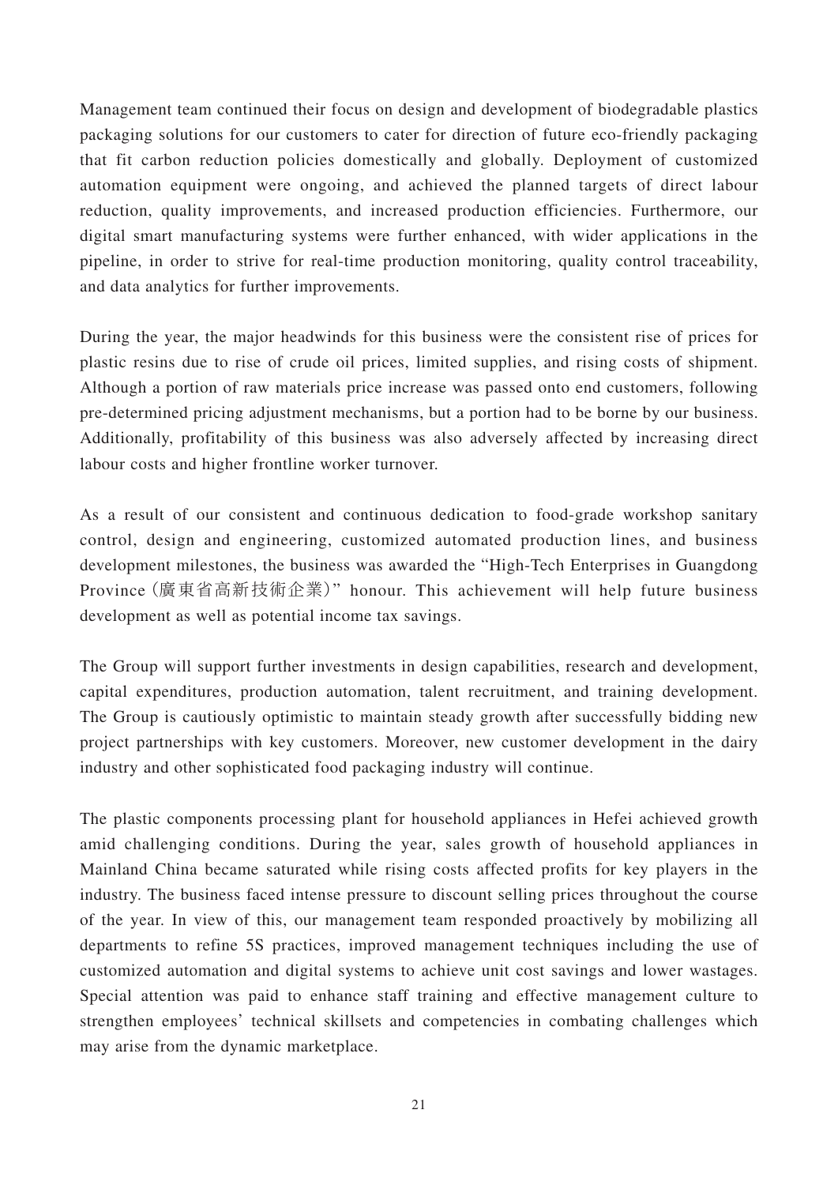Management team continued their focus on design and development of biodegradable plastics packaging solutions for our customers to cater for direction of future eco-friendly packaging that fit carbon reduction policies domestically and globally. Deployment of customized automation equipment were ongoing, and achieved the planned targets of direct labour reduction, quality improvements, and increased production efficiencies. Furthermore, our digital smart manufacturing systems were further enhanced, with wider applications in the pipeline, in order to strive for real-time production monitoring, quality control traceability, and data analytics for further improvements.

During the year, the major headwinds for this business were the consistent rise of prices for plastic resins due to rise of crude oil prices, limited supplies, and rising costs of shipment. Although a portion of raw materials price increase was passed onto end customers, following pre-determined pricing adjustment mechanisms, but a portion had to be borne by our business. Additionally, profitability of this business was also adversely affected by increasing direct labour costs and higher frontline worker turnover.

As a result of our consistent and continuous dedication to food-grade workshop sanitary control, design and engineering, customized automated production lines, and business development milestones, the business was awarded the "High-Tech Enterprises in Guangdong Province (廣東省高新技術企業)" honour. This achievement will help future business development as well as potential income tax savings.

The Group will support further investments in design capabilities, research and development, capital expenditures, production automation, talent recruitment, and training development. The Group is cautiously optimistic to maintain steady growth after successfully bidding new project partnerships with key customers. Moreover, new customer development in the dairy industry and other sophisticated food packaging industry will continue.

The plastic components processing plant for household appliances in Hefei achieved growth amid challenging conditions. During the year, sales growth of household appliances in Mainland China became saturated while rising costs affected profits for key players in the industry. The business faced intense pressure to discount selling prices throughout the course of the year. In view of this, our management team responded proactively by mobilizing all departments to refine 5S practices, improved management techniques including the use of customized automation and digital systems to achieve unit cost savings and lower wastages. Special attention was paid to enhance staff training and effective management culture to strengthen employees' technical skillsets and competencies in combating challenges which may arise from the dynamic marketplace.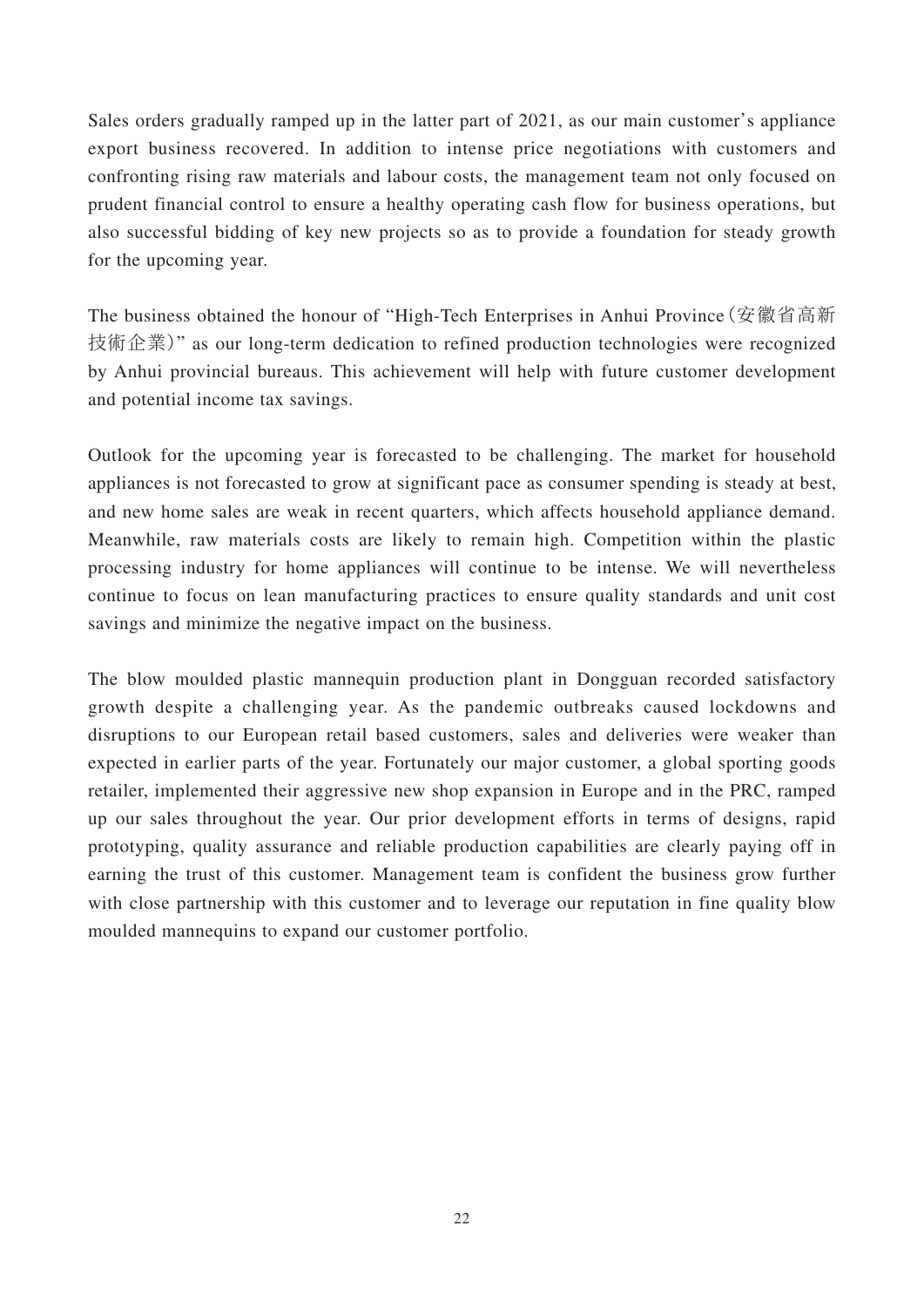Sales orders gradually ramped up in the latter part of 2021, as our main customer's appliance export business recovered. In addition to intense price negotiations with customers and confronting rising raw materials and labour costs, the management team not only focused on prudent financial control to ensure a healthy operating cash flow for business operations, but also successful bidding of key new projects so as to provide a foundation for steady growth for the upcoming year.

The business obtained the honour of "High-Tech Enterprises in Anhui Province（安徽省高新技術企業）" as our long-term dedication to refined production technologies were recognized by Anhui provincial bureaus. This achievement will help with future customer development and potential income tax savings.

Outlook for the upcoming year is forecasted to be challenging. The market for household appliances is not forecasted to grow at significant pace as consumer spending is steady at best, and new home sales are weak in recent quarters, which affects household appliance demand. Meanwhile, raw materials costs are likely to remain high. Competition within the plastic processing industry for home appliances will continue to be intense. We will nevertheless continue to focus on lean manufacturing practices to ensure quality standards and unit cost savings and minimize the negative impact on the business.

The blow moulded plastic mannequin production plant in Dongguan recorded satisfactory growth despite a challenging year. As the pandemic outbreaks caused lockdowns and disruptions to our European retail based customers, sales and deliveries were weaker than expected in earlier parts of the year. Fortunately our major customer, a global sporting goods retailer, implemented their aggressive new shop expansion in Europe and in the PRC, ramped up our sales throughout the year. Our prior development efforts in terms of designs, rapid prototyping, quality assurance and reliable production capabilities are clearly paying off in earning the trust of this customer. Management team is confident the business grow further with close partnership with this customer and to leverage our reputation in fine quality blow moulded mannequins to expand our customer portfolio.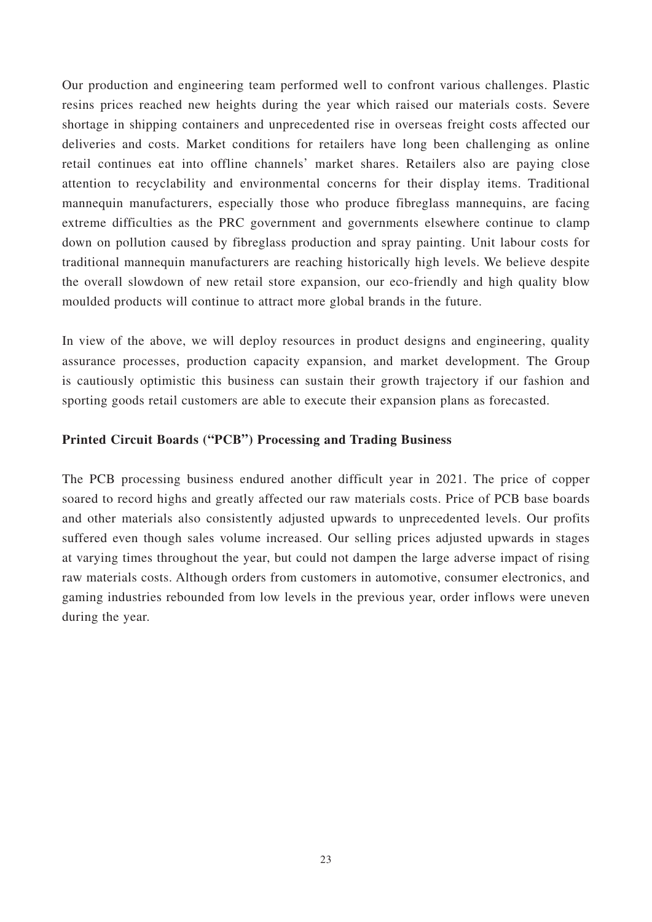Our production and engineering team performed well to confront various challenges. Plastic resins prices reached new heights during the year which raised our materials costs. Severe shortage in shipping containers and unprecedented rise in overseas freight costs affected our deliveries and costs. Market conditions for retailers have long been challenging as online retail continues eat into offline channels' market shares. Retailers also are paying close attention to recyclability and environmental concerns for their display items. Traditional mannequin manufacturers, especially those who produce fibreglass mannequins, are facing extreme difficulties as the PRC government and governments elsewhere continue to clamp down on pollution caused by fibreglass production and spray painting. Unit labour costs for traditional mannequin manufacturers are reaching historically high levels. We believe despite the overall slowdown of new retail store expansion, our eco-friendly and high quality blow moulded products will continue to attract more global brands in the future.

In view of the above, we will deploy resources in product designs and engineering, quality assurance processes, production capacity expansion, and market development. The Group is cautiously optimistic this business can sustain their growth trajectory if our fashion and sporting goods retail customers are able to execute their expansion plans as forecasted.

**Printed Circuit Boards ("PCB") Processing and Trading Business**

The PCB processing business endured another difficult year in 2021. The price of copper soared to record highs and greatly affected our raw materials costs. Price of PCB base boards and other materials also consistently adjusted upwards to unprecedented levels. Our profits suffered even though sales volume increased. Our selling prices adjusted upwards in stages at varying times throughout the year, but could not dampen the large adverse impact of rising raw materials costs. Although orders from customers in automotive, consumer electronics, and gaming industries rebounded from low levels in the previous year, order inflows were uneven during the year.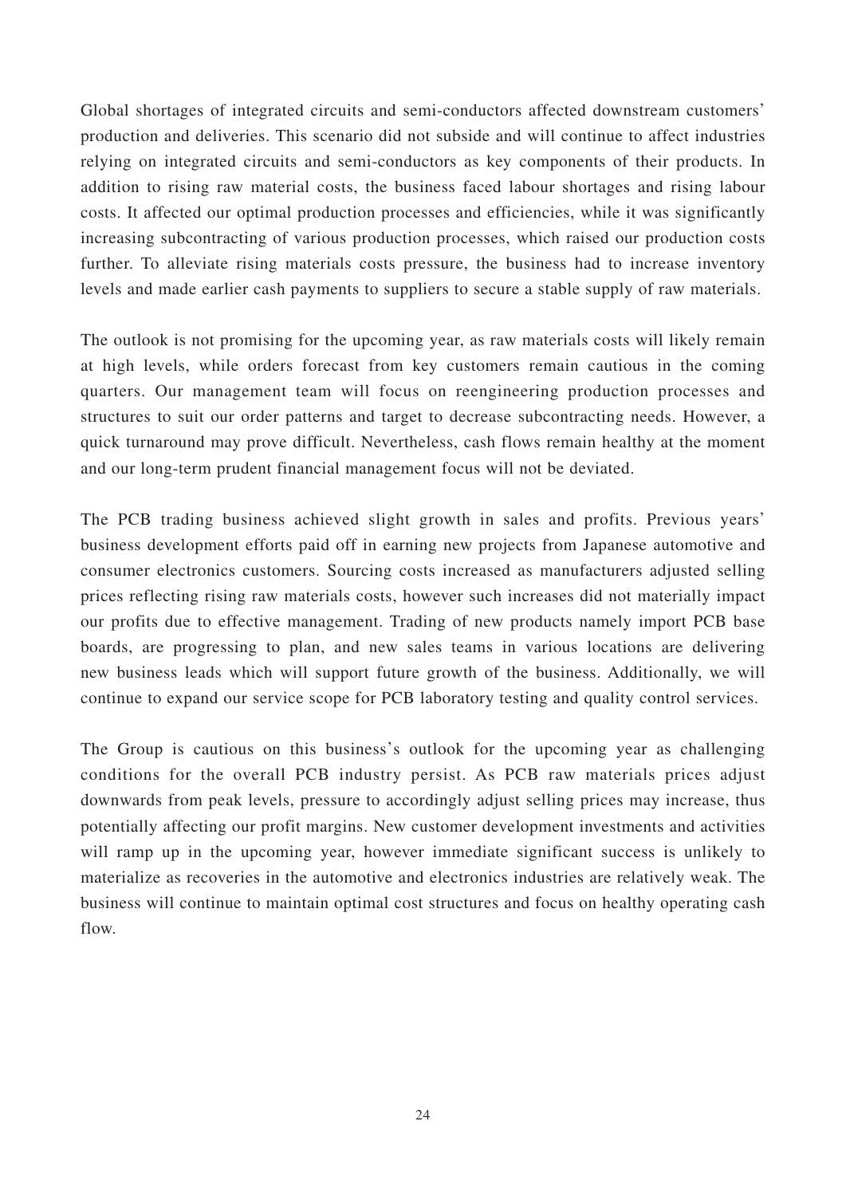Global shortages of integrated circuits and semi-conductors affected downstream customers' production and deliveries. This scenario did not subside and will continue to affect industries relying on integrated circuits and semi-conductors as key components of their products. In addition to rising raw material costs, the business faced labour shortages and rising labour costs. It affected our optimal production processes and efficiencies, while it was significantly increasing subcontracting of various production processes, which raised our production costs further. To alleviate rising materials costs pressure, the business had to increase inventory levels and made earlier cash payments to suppliers to secure a stable supply of raw materials.

The outlook is not promising for the upcoming year, as raw materials costs will likely remain at high levels, while orders forecast from key customers remain cautious in the coming quarters. Our management team will focus on reengineering production processes and structures to suit our order patterns and target to decrease subcontracting needs. However, a quick turnaround may prove difficult. Nevertheless, cash flows remain healthy at the moment and our long-term prudent financial management focus will not be deviated.

The PCB trading business achieved slight growth in sales and profits. Previous years' business development efforts paid off in earning new projects from Japanese automotive and consumer electronics customers. Sourcing costs increased as manufacturers adjusted selling prices reflecting rising raw materials costs, however such increases did not materially impact our profits due to effective management. Trading of new products namely import PCB base boards, are progressing to plan, and new sales teams in various locations are delivering new business leads which will support future growth of the business. Additionally, we will continue to expand our service scope for PCB laboratory testing and quality control services.

The Group is cautious on this business's outlook for the upcoming year as challenging conditions for the overall PCB industry persist. As PCB raw materials prices adjust downwards from peak levels, pressure to accordingly adjust selling prices may increase, thus potentially affecting our profit margins. New customer development investments and activities will ramp up in the upcoming year, however immediate significant success is unlikely to materialize as recoveries in the automotive and electronics industries are relatively weak. The business will continue to maintain optimal cost structures and focus on healthy operating cash flow.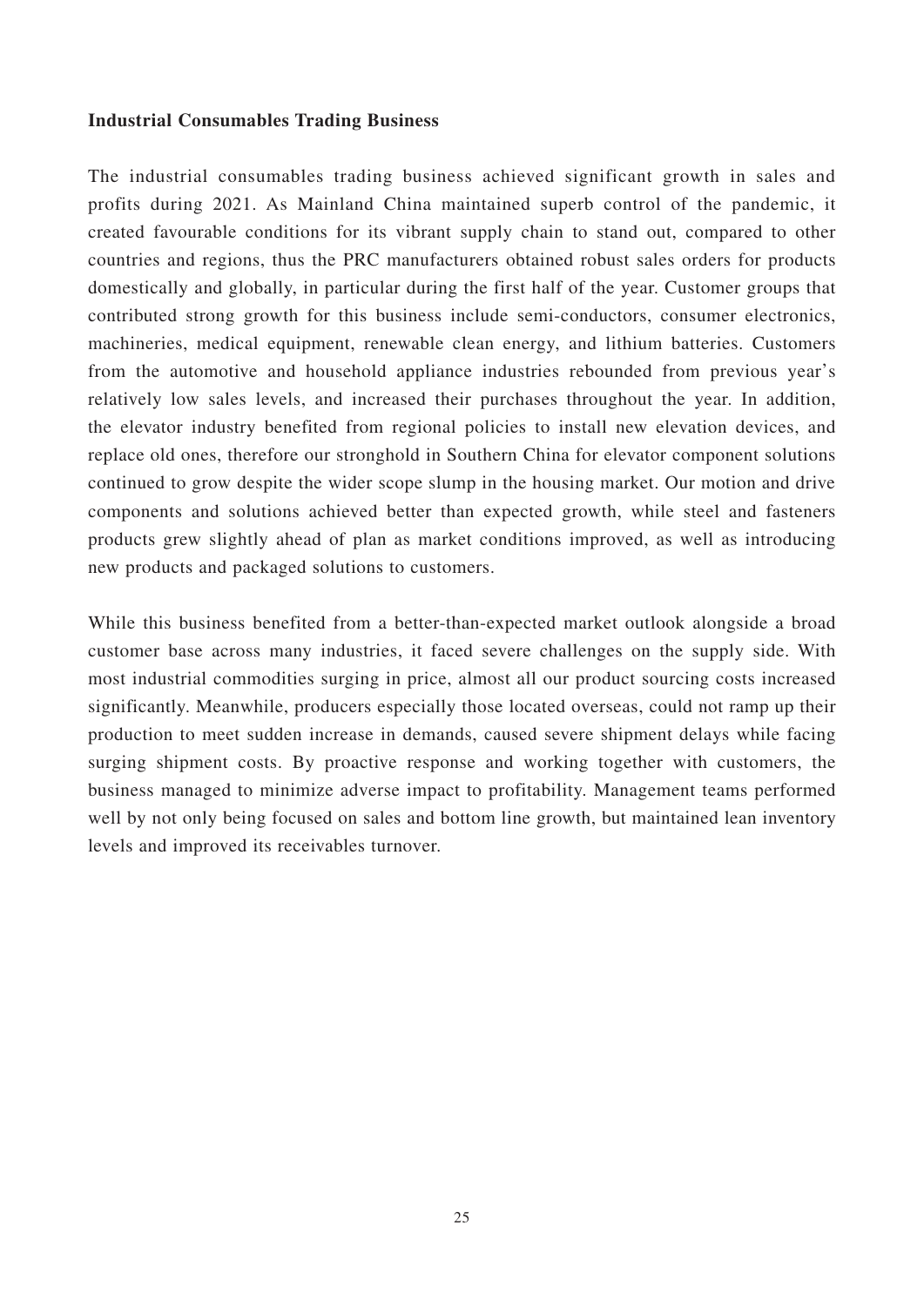**Industrial Consumables Trading Business**

The industrial consumables trading business achieved significant growth in sales and profits during 2021. As Mainland China maintained superb control of the pandemic, it created favourable conditions for its vibrant supply chain to stand out, compared to other countries and regions, thus the PRC manufacturers obtained robust sales orders for products domestically and globally, in particular during the first half of the year. Customer groups that contributed strong growth for this business include semi-conductors, consumer electronics, machineries, medical equipment, renewable clean energy, and lithium batteries. Customers from the automotive and household appliance industries rebounded from previous year's relatively low sales levels, and increased their purchases throughout the year. In addition, the elevator industry benefited from regional policies to install new elevation devices, and replace old ones, therefore our stronghold in Southern China for elevator component solutions continued to grow despite the wider scope slump in the housing market. Our motion and drive components and solutions achieved better than expected growth, while steel and fasteners products grew slightly ahead of plan as market conditions improved, as well as introducing new products and packaged solutions to customers.

While this business benefited from a better-than-expected market outlook alongside a broad customer base across many industries, it faced severe challenges on the supply side. With most industrial commodities surging in price, almost all our product sourcing costs increased significantly. Meanwhile, producers especially those located overseas, could not ramp up their production to meet sudden increase in demands, caused severe shipment delays while facing surging shipment costs. By proactive response and working together with customers, the business managed to minimize adverse impact to profitability. Management teams performed well by not only being focused on sales and bottom line growth, but maintained lean inventory levels and improved its receivables turnover.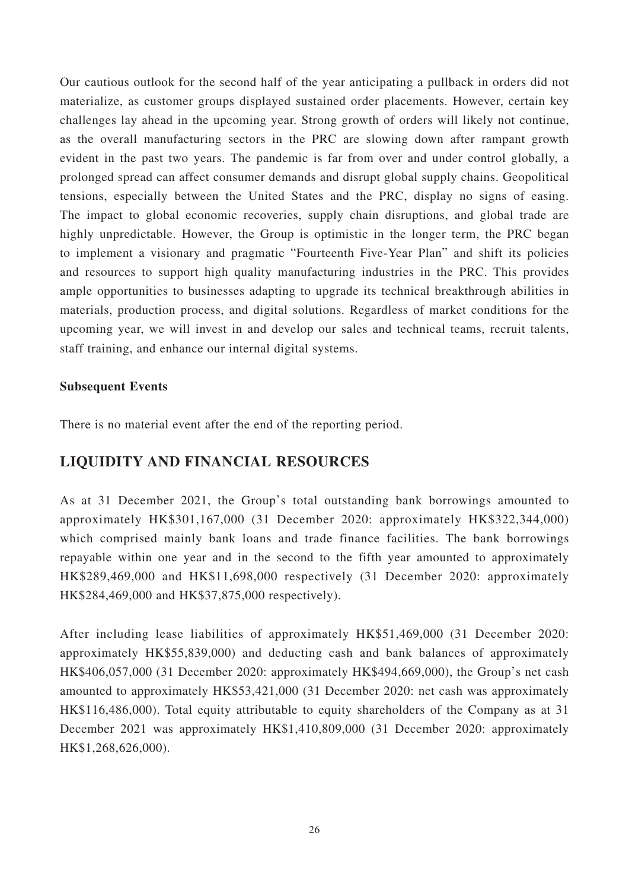Our cautious outlook for the second half of the year anticipating a pullback in orders did not materialize, as customer groups displayed sustained order placements. However, certain key challenges lay ahead in the upcoming year. Strong growth of orders will likely not continue, as the overall manufacturing sectors in the PRC are slowing down after rampant growth evident in the past two years. The pandemic is far from over and under control globally, a prolonged spread can affect consumer demands and disrupt global supply chains. Geopolitical tensions, especially between the United States and the PRC, display no signs of easing. The impact to global economic recoveries, supply chain disruptions, and global trade are highly unpredictable. However, the Group is optimistic in the longer term, the PRC began to implement a visionary and pragmatic "Fourteenth Five-Year Plan" and shift its policies and resources to support high quality manufacturing industries in the PRC. This provides ample opportunities to businesses adapting to upgrade its technical breakthrough abilities in materials, production process, and digital solutions. Regardless of market conditions for the upcoming year, we will invest in and develop our sales and technical teams, recruit talents, staff training, and enhance our internal digital systems.

**Subsequent Events**

There is no material event after the end of the reporting period.

## LIQUIDITY AND FINANCIAL RESOURCES

As at 31 December 2021, the Group's total outstanding bank borrowings amounted to approximately HK$301,167,000 (31 December 2020: approximately HK$322,344,000) which comprised mainly bank loans and trade finance facilities. The bank borrowings repayable within one year and in the second to the fifth year amounted to approximately HK$289,469,000 and HK$11,698,000 respectively (31 December 2020: approximately HK$284,469,000 and HK$37,875,000 respectively).

After including lease liabilities of approximately HK$51,469,000 (31 December 2020: approximately HK$55,839,000) and deducting cash and bank balances of approximately HK$406,057,000 (31 December 2020: approximately HK$494,669,000), the Group's net cash amounted to approximately HK$53,421,000 (31 December 2020: net cash was approximately HK$116,486,000). Total equity attributable to equity shareholders of the Company as at 31 December 2021 was approximately HK$1,410,809,000 (31 December 2020: approximately HK$1,268,626,000).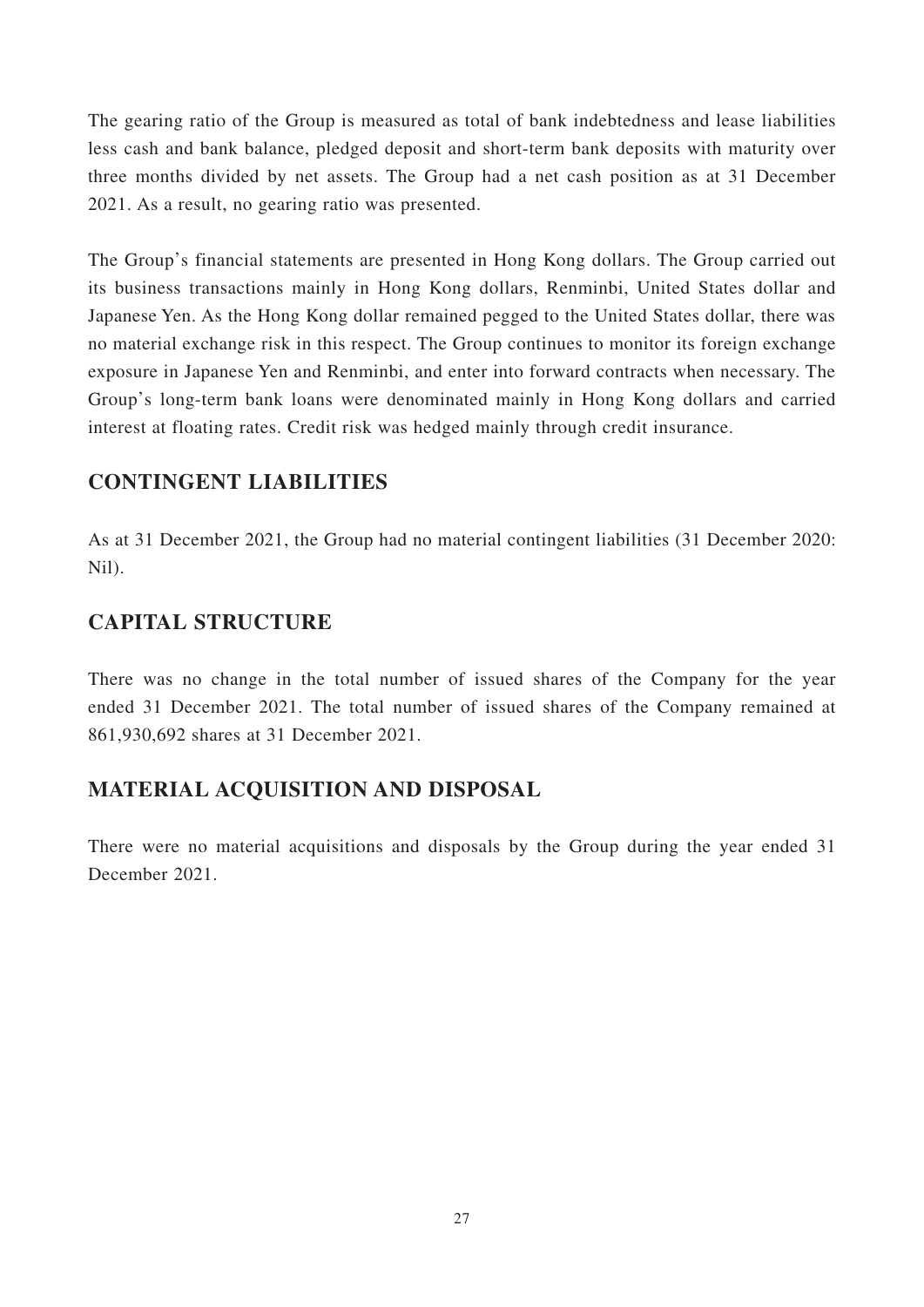The gearing ratio of the Group is measured as total of bank indebtedness and lease liabilities less cash and bank balance, pledged deposit and short-term bank deposits with maturity over three months divided by net assets. The Group had a net cash position as at 31 December 2021. As a result, no gearing ratio was presented.

The Group's financial statements are presented in Hong Kong dollars. The Group carried out its business transactions mainly in Hong Kong dollars, Renminbi, United States dollar and Japanese Yen. As the Hong Kong dollar remained pegged to the United States dollar, there was no material exchange risk in this respect. The Group continues to monitor its foreign exchange exposure in Japanese Yen and Renminbi, and enter into forward contracts when necessary. The Group's long-term bank loans were denominated mainly in Hong Kong dollars and carried interest at floating rates. Credit risk was hedged mainly through credit insurance.

## CONTINGENT LIABILITIES

As at 31 December 2021, the Group had no material contingent liabilities (31 December 2020: Nil).

## CAPITAL STRUCTURE

There was no change in the total number of issued shares of the Company for the year ended 31 December 2021. The total number of issued shares of the Company remained at 861,930,692 shares at 31 December 2021.

## MATERIAL ACQUISITION AND DISPOSAL

There were no material acquisitions and disposals by the Group during the year ended 31 December 2021.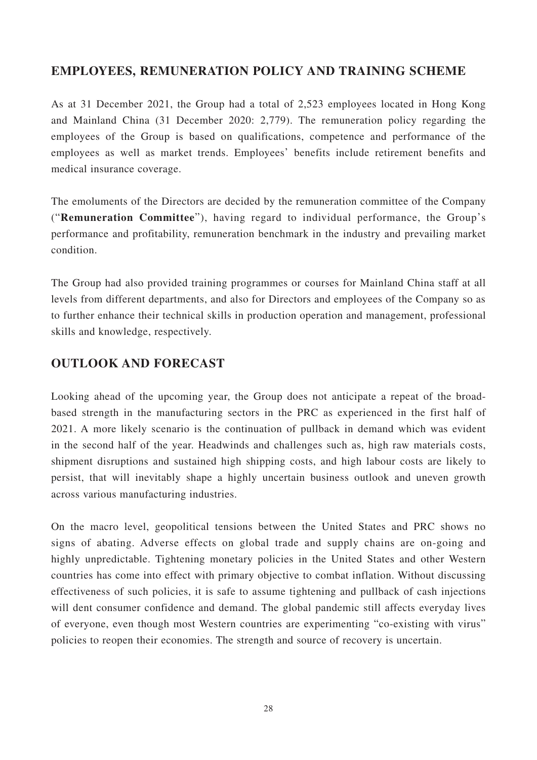## EMPLOYEES, REMUNERATION POLICY AND TRAINING SCHEME

As at 31 December 2021, the Group had a total of 2,523 employees located in Hong Kong and Mainland China (31 December 2020: 2,779). The remuneration policy regarding the employees of the Group is based on qualifications, competence and performance of the employees as well as market trends. Employees' benefits include retirement benefits and medical insurance coverage.

The emoluments of the Directors are decided by the remuneration committee of the Company ("**Remuneration Committee**"), having regard to individual performance, the Group's performance and profitability, remuneration benchmark in the industry and prevailing market condition.

The Group had also provided training programmes or courses for Mainland China staff at all levels from different departments, and also for Directors and employees of the Company so as to further enhance their technical skills in production operation and management, professional skills and knowledge, respectively.

## OUTLOOK AND FORECAST

Looking ahead of the upcoming year, the Group does not anticipate a repeat of the broad-based strength in the manufacturing sectors in the PRC as experienced in the first half of 2021. A more likely scenario is the continuation of pullback in demand which was evident in the second half of the year. Headwinds and challenges such as, high raw materials costs, shipment disruptions and sustained high shipping costs, and high labour costs are likely to persist, that will inevitably shape a highly uncertain business outlook and uneven growth across various manufacturing industries.

On the macro level, geopolitical tensions between the United States and PRC shows no signs of abating. Adverse effects on global trade and supply chains are on-going and highly unpredictable. Tightening monetary policies in the United States and other Western countries has come into effect with primary objective to combat inflation. Without discussing effectiveness of such policies, it is safe to assume tightening and pullback of cash injections will dent consumer confidence and demand. The global pandemic still affects everyday lives of everyone, even though most Western countries are experimenting "co-existing with virus" policies to reopen their economies. The strength and source of recovery is uncertain.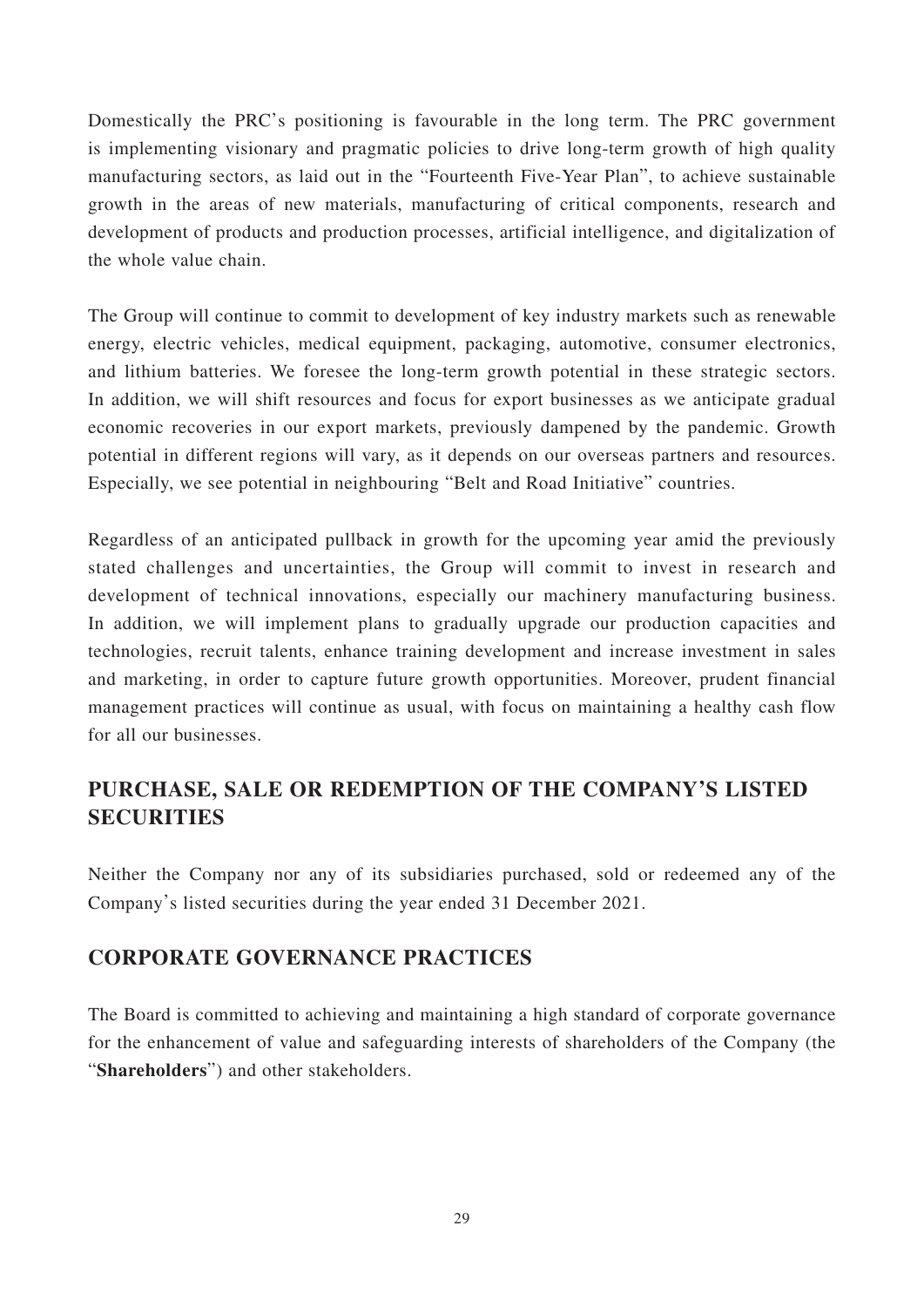Domestically the PRC's positioning is favourable in the long term. The PRC government is implementing visionary and pragmatic policies to drive long-term growth of high quality manufacturing sectors, as laid out in the "Fourteenth Five-Year Plan", to achieve sustainable growth in the areas of new materials, manufacturing of critical components, research and development of products and production processes, artificial intelligence, and digitalization of the whole value chain.

The Group will continue to commit to development of key industry markets such as renewable energy, electric vehicles, medical equipment, packaging, automotive, consumer electronics, and lithium batteries. We foresee the long-term growth potential in these strategic sectors. In addition, we will shift resources and focus for export businesses as we anticipate gradual economic recoveries in our export markets, previously dampened by the pandemic. Growth potential in different regions will vary, as it depends on our overseas partners and resources. Especially, we see potential in neighbouring "Belt and Road Initiative" countries.

Regardless of an anticipated pullback in growth for the upcoming year amid the previously stated challenges and uncertainties, the Group will commit to invest in research and development of technical innovations, especially our machinery manufacturing business. In addition, we will implement plans to gradually upgrade our production capacities and technologies, recruit talents, enhance training development and increase investment in sales and marketing, in order to capture future growth opportunities. Moreover, prudent financial management practices will continue as usual, with focus on maintaining a healthy cash flow for all our businesses.

## PURCHASE, SALE OR REDEMPTION OF THE COMPANY'S LISTED SECURITIES

Neither the Company nor any of its subsidiaries purchased, sold or redeemed any of the Company's listed securities during the year ended 31 December 2021.

## CORPORATE GOVERNANCE PRACTICES

The Board is committed to achieving and maintaining a high standard of corporate governance for the enhancement of value and safeguarding interests of shareholders of the Company (the "**Shareholders**") and other stakeholders.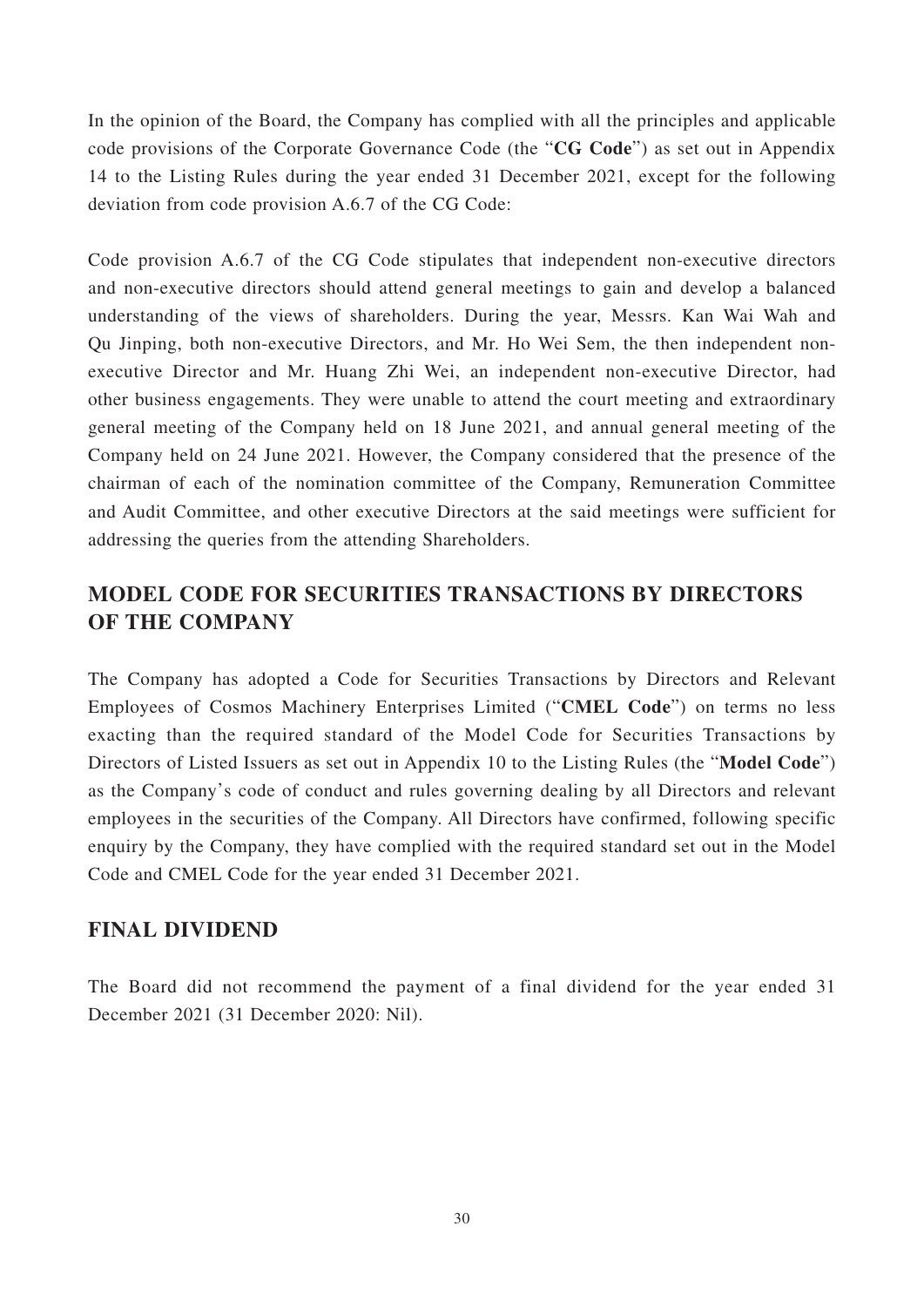In the opinion of the Board, the Company has complied with all the principles and applicable code provisions of the Corporate Governance Code (the "**CG Code**") as set out in Appendix 14 to the Listing Rules during the year ended 31 December 2021, except for the following deviation from code provision A.6.7 of the CG Code:

Code provision A.6.7 of the CG Code stipulates that independent non-executive directors and non-executive directors should attend general meetings to gain and develop a balanced understanding of the views of shareholders. During the year, Messrs. Kan Wai Wah and Qu Jinping, both non-executive Directors, and Mr. Ho Wei Sem, the then independent non-executive Director and Mr. Huang Zhi Wei, an independent non-executive Director, had other business engagements. They were unable to attend the court meeting and extraordinary general meeting of the Company held on 18 June 2021, and annual general meeting of the Company held on 24 June 2021. However, the Company considered that the presence of the chairman of each of the nomination committee of the Company, Remuneration Committee and Audit Committee, and other executive Directors at the said meetings were sufficient for addressing the queries from the attending Shareholders.

## MODEL CODE FOR SECURITIES TRANSACTIONS BY DIRECTORS OF THE COMPANY

The Company has adopted a Code for Securities Transactions by Directors and Relevant Employees of Cosmos Machinery Enterprises Limited ("**CMEL Code**") on terms no less exacting than the required standard of the Model Code for Securities Transactions by Directors of Listed Issuers as set out in Appendix 10 to the Listing Rules (the "**Model Code**") as the Company's code of conduct and rules governing dealing by all Directors and relevant employees in the securities of the Company. All Directors have confirmed, following specific enquiry by the Company, they have complied with the required standard set out in the Model Code and CMEL Code for the year ended 31 December 2021.

## FINAL DIVIDEND

The Board did not recommend the payment of a final dividend for the year ended 31 December 2021 (31 December 2020: Nil).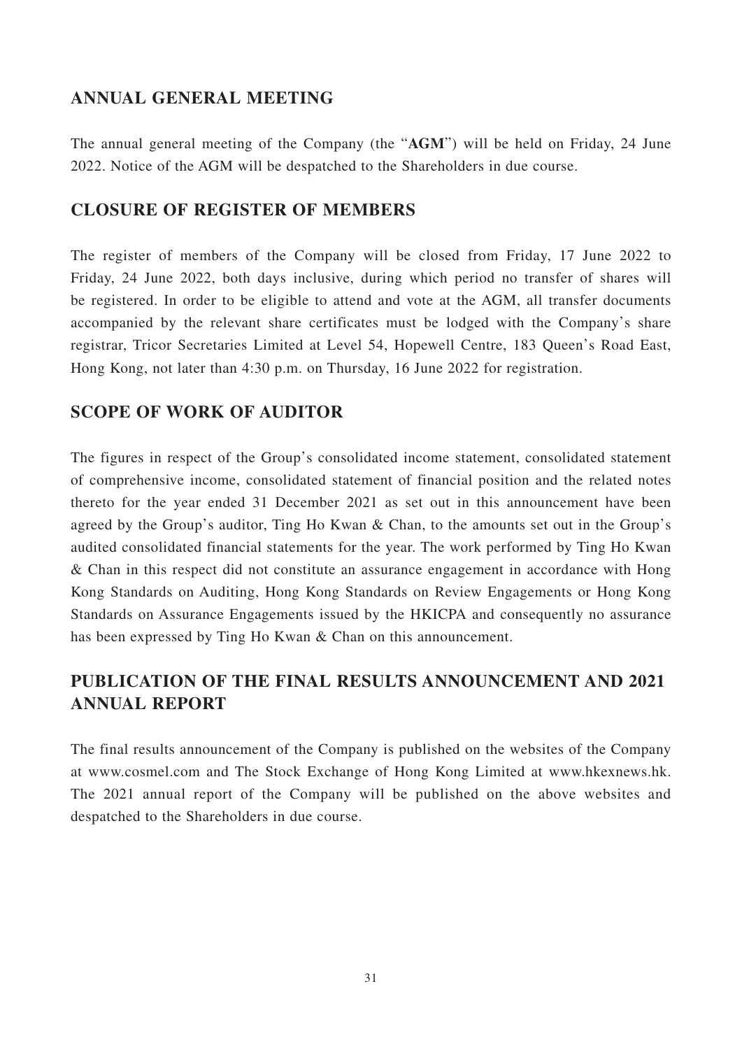## ANNUAL GENERAL MEETING

The annual general meeting of the Company (the "**AGM**") will be held on Friday, 24 June 2022. Notice of the AGM will be despatched to the Shareholders in due course.

## CLOSURE OF REGISTER OF MEMBERS

The register of members of the Company will be closed from Friday, 17 June 2022 to Friday, 24 June 2022, both days inclusive, during which period no transfer of shares will be registered. In order to be eligible to attend and vote at the AGM, all transfer documents accompanied by the relevant share certificates must be lodged with the Company's share registrar, Tricor Secretaries Limited at Level 54, Hopewell Centre, 183 Queen's Road East, Hong Kong, not later than 4:30 p.m. on Thursday, 16 June 2022 for registration.

## SCOPE OF WORK OF AUDITOR

The figures in respect of the Group's consolidated income statement, consolidated statement of comprehensive income, consolidated statement of financial position and the related notes thereto for the year ended 31 December 2021 as set out in this announcement have been agreed by the Group's auditor, Ting Ho Kwan & Chan, to the amounts set out in the Group's audited consolidated financial statements for the year. The work performed by Ting Ho Kwan & Chan in this respect did not constitute an assurance engagement in accordance with Hong Kong Standards on Auditing, Hong Kong Standards on Review Engagements or Hong Kong Standards on Assurance Engagements issued by the HKICPA and consequently no assurance has been expressed by Ting Ho Kwan & Chan on this announcement.

## PUBLICATION OF THE FINAL RESULTS ANNOUNCEMENT AND 2021 ANNUAL REPORT

The final results announcement of the Company is published on the websites of the Company at www.cosmel.com and The Stock Exchange of Hong Kong Limited at www.hkexnews.hk. The 2021 annual report of the Company will be published on the above websites and despatched to the Shareholders in due course.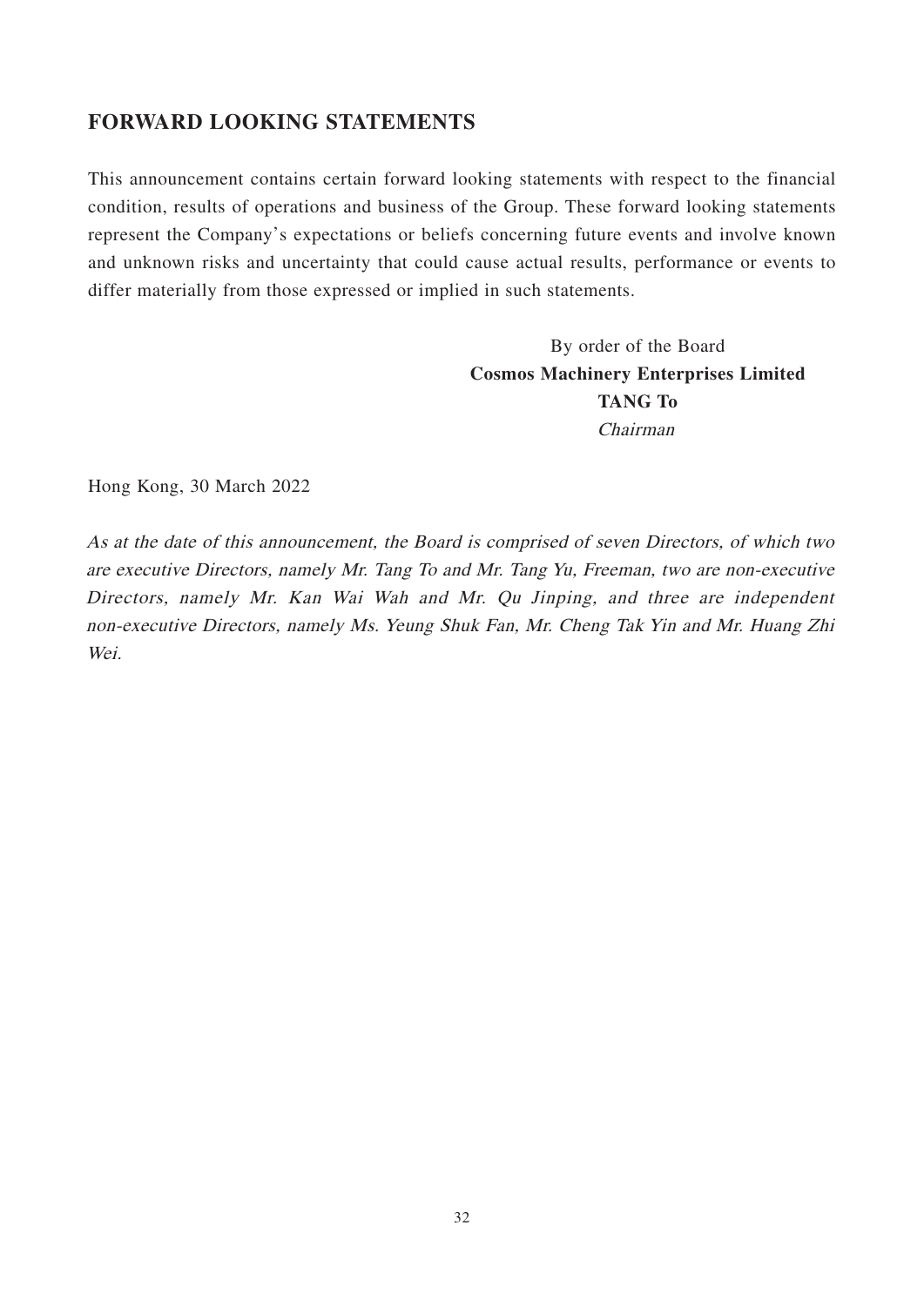## FORWARD LOOKING STATEMENTS

This announcement contains certain forward looking statements with respect to the financial condition, results of operations and business of the Group. These forward looking statements represent the Company's expectations or beliefs concerning future events and involve known and unknown risks and uncertainty that could cause actual results, performance or events to differ materially from those expressed or implied in such statements.

By order of the Board
**Cosmos Machinery Enterprises Limited**
**TANG To**
*Chairman*

Hong Kong, 30 March 2022

*As at the date of this announcement, the Board is comprised of seven Directors, of which two are executive Directors, namely Mr. Tang To and Mr. Tang Yu, Freeman, two are non-executive Directors, namely Mr. Kan Wai Wah and Mr. Qu Jinping, and three are independent non-executive Directors, namely Ms. Yeung Shuk Fan, Mr. Cheng Tak Yin and Mr. Huang Zhi Wei.*